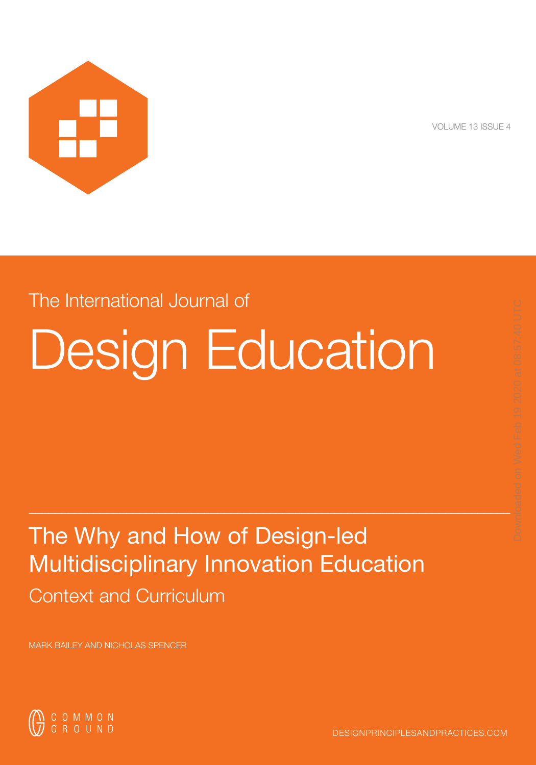VOLUME 13 ISSUE 4

The International Journal of

# Design Education

## The Why and How of Design-led Multidisciplinary Innovation Education

### Context and Curriculum

MARK BAILEY AND NICHOLAS SPENCER

COMMON GROUND

DESIGNPRINCIPLESANDPRACTICES.COM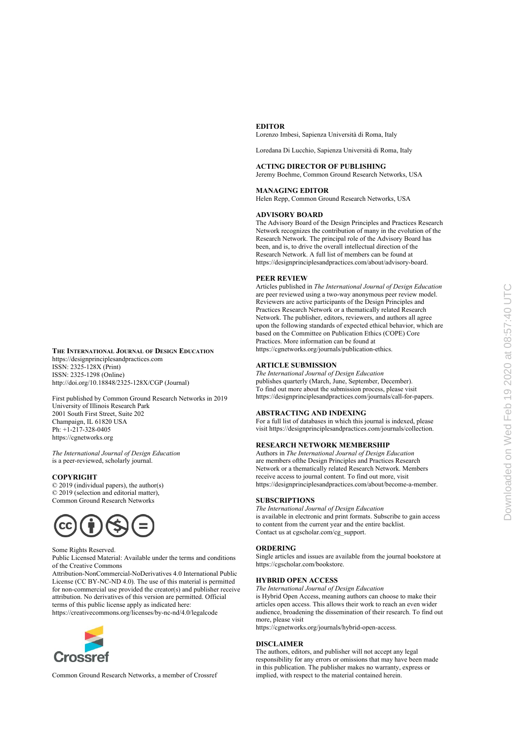**The International Journal of Design Education**
https://designprinciplesandpractices.com
ISSN: 2325-128X (Print)
ISSN: 2325-1298 (Online)
http://doi.org/10.18848/2325-128X/CGP (Journal)

First published by Common Ground Research Networks in 2019
University of Illinois Research Park
2001 South First Street, Suite 202
Champaign, IL 61820 USA
Ph: +1-217-328-0405
https://cgnetworks.org

*The International Journal of Design Education* is a peer-reviewed, scholarly journal.

**COPYRIGHT**
© 2019 (individual papers), the author(s)
© 2019 (selection and editorial matter), Common Ground Research Networks

Some Rights Reserved.
Public Licensed Material: Available under the terms and conditions of the Creative Commons Attribution-NonCommercial-NoDerivatives 4.0 International Public License (CC BY-NC-ND 4.0). The use of this material is permitted for non-commercial use provided the creator(s) and publisher receive attribution. No derivatives of this version are permitted. Official terms of this public license apply as indicated here: https://creativecommons.org/licenses/by-nc-nd/4.0/legalcode

Common Ground Research Networks, a member of Crossref

**EDITOR**
Lorenzo Imbesi, Sapienza Università di Roma, Italy

Loredana Di Lucchio, Sapienza Università di Roma, Italy

**ACTING DIRECTOR OF PUBLISHING**
Jeremy Boehme, Common Ground Research Networks, USA

**MANAGING EDITOR**
Helen Repp, Common Ground Research Networks, USA

**ADVISORY BOARD**
The Advisory Board of the Design Principles and Practices Research Network recognizes the contribution of many in the evolution of the Research Network. The principal role of the Advisory Board has been, and is, to drive the overall intellectual direction of the Research Network. A full list of members can be found at https://designprinciplesandpractices.com/about/advisory-board.

**PEER REVIEW**
Articles published in *The International Journal of Design Education* are peer reviewed using a two-way anonymous peer review model. Reviewers are active participants of the Design Principles and Practices Research Network or a thematically related Research Network. The publisher, editors, reviewers, and authors all agree upon the following standards of expected ethical behavior, which are based on the Committee on Publication Ethics (COPE) Core Practices. More information can be found at https://cgnetworks.org/journals/publication-ethics.

**ARTICLE SUBMISSION**
*The International Journal of Design Education* publishes quarterly (March, June, September, December). To find out more about the submission process, please visit https://designprinciplesandpractices.com/journals/call-for-papers.

**ABSTRACTING AND INDEXING**
For a full list of databases in which this journal is indexed, please visit https://designprinciplesandpractices.com/journals/collection.

**RESEARCH NETWORK MEMBERSHIP**
Authors in *The International Journal of Design Education* are members ofthe Design Principles and Practices Research Network or a thematically related Research Network. Members receive access to journal content. To find out more, visit https://designprinciplesandpractices.com/about/become-a-member.

**SUBSCRIPTIONS**
*The International Journal of Design Education* is available in electronic and print formats. Subscribe to gain access to content from the current year and the entire backlist. Contact us at cgscholar.com/cg_support.

**ORDERING**
Single articles and issues are available from the journal bookstore at https://cgscholar.com/bookstore.

**HYBRID OPEN ACCESS**
*The International Journal of Design Education* is Hybrid Open Access, meaning authors can choose to make their articles open access. This allows their work to reach an even wider audience, broadening the dissemination of their research. To find out more, please visit https://cgnetworks.org/journals/hybrid-open-access.

**DISCLAIMER**
The authors, editors, and publisher will not accept any legal responsibility for any errors or omissions that may have been made in this publication. The publisher makes no warranty, express or implied, with respect to the material contained herein.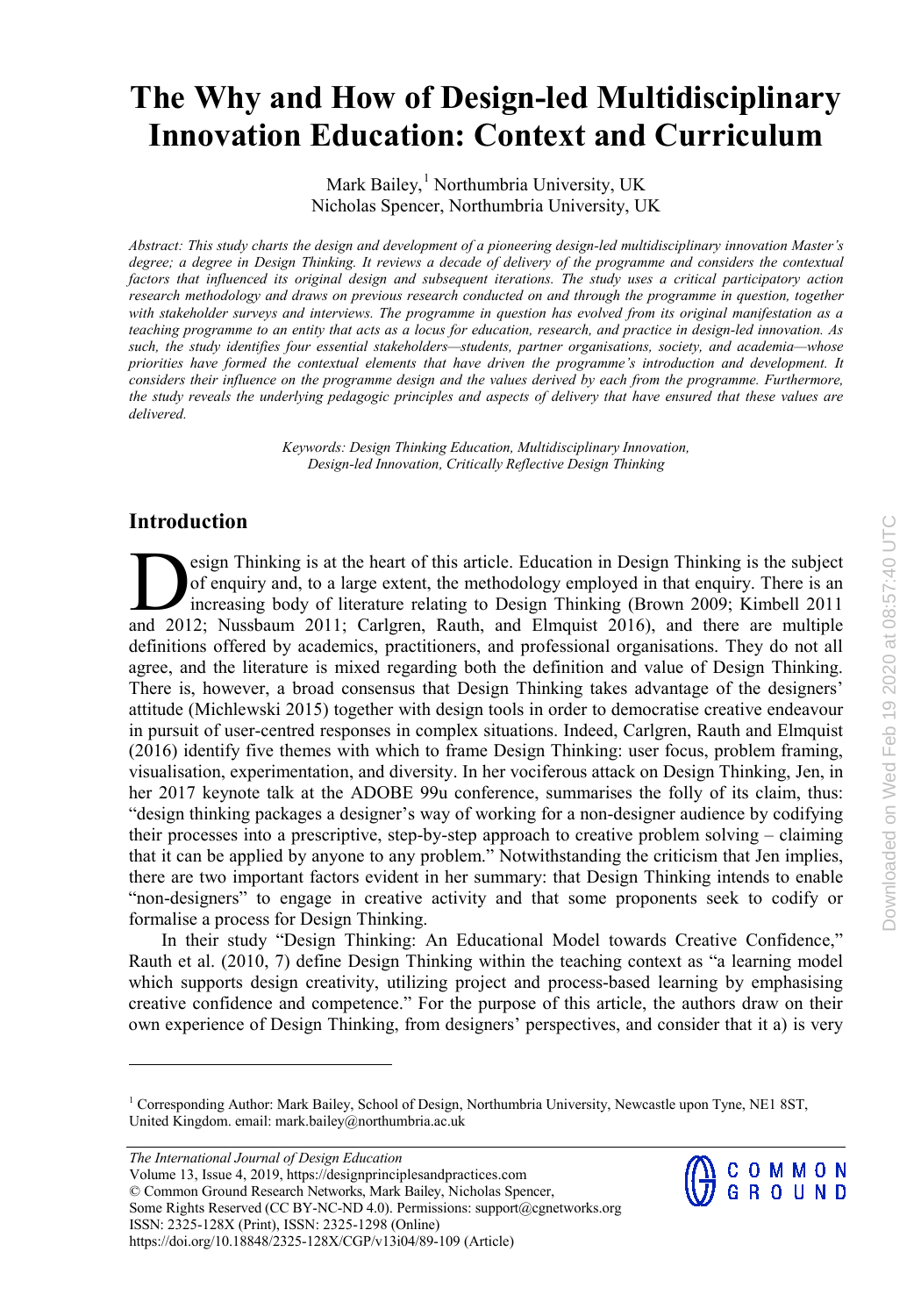# The Why and How of Design-led Multidisciplinary Innovation Education: Context and Curriculum

Mark Bailey,[1] Northumbria University, UK
Nicholas Spencer, Northumbria University, UK

*Abstract: This study charts the design and development of a pioneering design-led multidisciplinary innovation Master's degree; a degree in Design Thinking. It reviews a decade of delivery of the programme and considers the contextual factors that influenced its original design and subsequent iterations. The study uses a critical participatory action research methodology and draws on previous research conducted on and through the programme in question, together with stakeholder surveys and interviews. The programme in question has evolved from its original manifestation as a teaching programme to an entity that acts as a locus for education, research, and practice in design-led innovation. As such, the study identifies four essential stakeholders—students, partner organisations, society, and academia—whose priorities have formed the contextual elements that have driven the programme's introduction and development. It considers their influence on the programme design and the values derived by each from the programme. Furthermore, the study reveals the underlying pedagogic principles and aspects of delivery that have ensured that these values are delivered.*

*Keywords: Design Thinking Education, Multidisciplinary Innovation, Design-led Innovation, Critically Reflective Design Thinking*

## Introduction

Design Thinking is at the heart of this article. Education in Design Thinking is the subject of enquiry and, to a large extent, the methodology employed in that enquiry. There is an increasing body of literature relating to Design Thinking (Brown 2009; Kimbell 2011 and 2012; Nussbaum 2011; Carlgren, Rauth, and Elmquist 2016), and there are multiple definitions offered by academics, practitioners, and professional organisations. They do not all agree, and the literature is mixed regarding both the definition and value of Design Thinking. There is, however, a broad consensus that Design Thinking takes advantage of the designers' attitude (Michlewski 2015) together with design tools in order to democratise creative endeavour in pursuit of user-centred responses in complex situations. Indeed, Carlgren, Rauth and Elmquist (2016) identify five themes with which to frame Design Thinking: user focus, problem framing, visualisation, experimentation, and diversity. In her vociferous attack on Design Thinking, Jen, in her 2017 keynote talk at the ADOBE 99u conference, summarises the folly of its claim, thus: "design thinking packages a designer's way of working for a non-designer audience by codifying their processes into a prescriptive, step-by-step approach to creative problem solving – claiming that it can be applied by anyone to any problem." Notwithstanding the criticism that Jen implies, there are two important factors evident in her summary: that Design Thinking intends to enable "non-designers" to engage in creative activity and that some proponents seek to codify or formalise a process for Design Thinking.

In their study "Design Thinking: An Educational Model towards Creative Confidence," Rauth et al. (2010, 7) define Design Thinking within the teaching context as "a learning model which supports design creativity, utilizing project and process-based learning by emphasising creative confidence and competence." For the purpose of this article, the authors draw on their own experience of Design Thinking, from designers' perspectives, and consider that it a) is very

[1] Corresponding Author: Mark Bailey, School of Design, Northumbria University, Newcastle upon Tyne, NE1 8ST, United Kingdom. email: mark.bailey@northumbria.ac.uk

*The International Journal of Design Education*
Volume 13, Issue 4, 2019, https://designprinciplesandpractices.com
© Common Ground Research Networks, Mark Bailey, Nicholas Spencer,
Some Rights Reserved (CC BY-NC-ND 4.0). Permissions: support@cgnetworks.org
ISSN: 2325-128X (Print), ISSN: 2325-1298 (Online)
https://doi.org/10.18848/2325-128X/CGP/v13i04/89-109 (Article)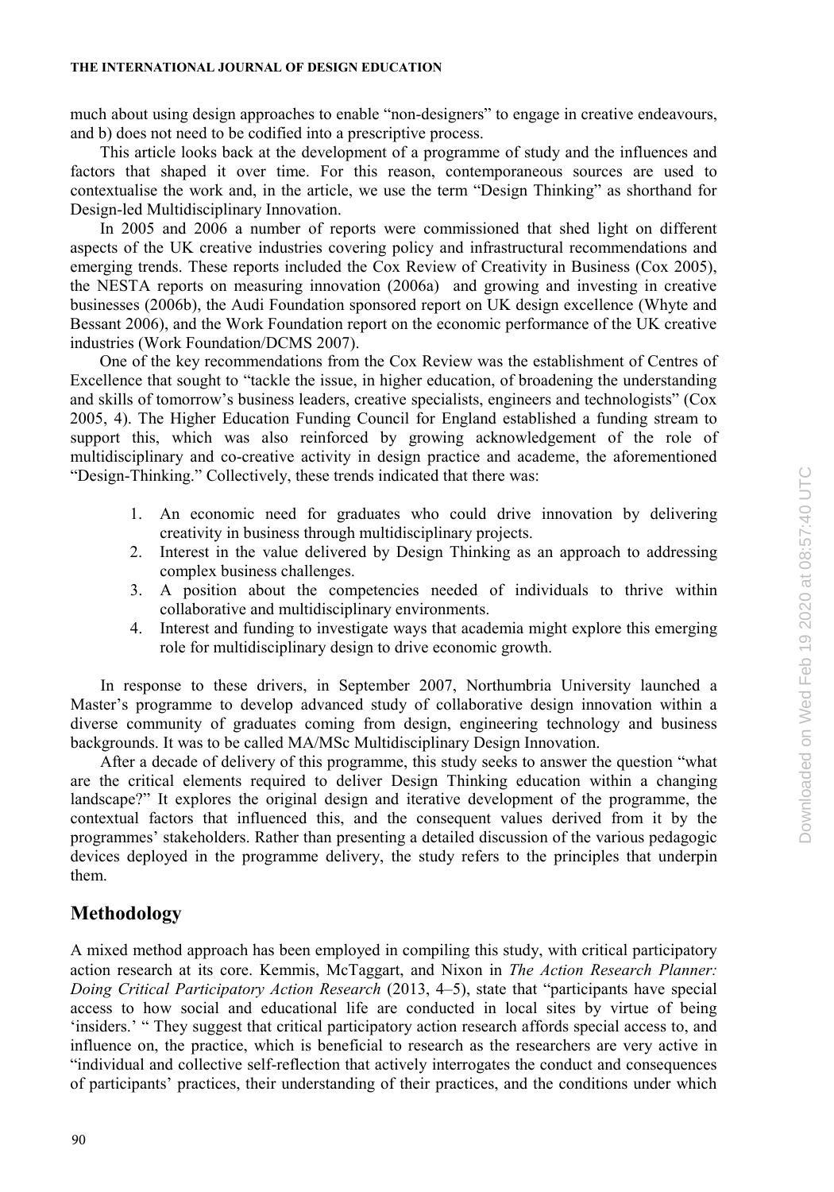much about using design approaches to enable "non-designers" to engage in creative endeavours, and b) does not need to be codified into a prescriptive process.

This article looks back at the development of a programme of study and the influences and factors that shaped it over time. For this reason, contemporaneous sources are used to contextualise the work and, in the article, we use the term "Design Thinking" as shorthand for Design-led Multidisciplinary Innovation.

In 2005 and 2006 a number of reports were commissioned that shed light on different aspects of the UK creative industries covering policy and infrastructural recommendations and emerging trends. These reports included the Cox Review of Creativity in Business (Cox 2005), the NESTA reports on measuring innovation (2006a) and growing and investing in creative businesses (2006b), the Audi Foundation sponsored report on UK design excellence (Whyte and Bessant 2006), and the Work Foundation report on the economic performance of the UK creative industries (Work Foundation/DCMS 2007).

One of the key recommendations from the Cox Review was the establishment of Centres of Excellence that sought to "tackle the issue, in higher education, of broadening the understanding and skills of tomorrow's business leaders, creative specialists, engineers and technologists" (Cox 2005, 4). The Higher Education Funding Council for England established a funding stream to support this, which was also reinforced by growing acknowledgement of the role of multidisciplinary and co-creative activity in design practice and academe, the aforementioned "Design-Thinking." Collectively, these trends indicated that there was:

1. An economic need for graduates who could drive innovation by delivering creativity in business through multidisciplinary projects.
2. Interest in the value delivered by Design Thinking as an approach to addressing complex business challenges.
3. A position about the competencies needed of individuals to thrive within collaborative and multidisciplinary environments.
4. Interest and funding to investigate ways that academia might explore this emerging role for multidisciplinary design to drive economic growth.

In response to these drivers, in September 2007, Northumbria University launched a Master's programme to develop advanced study of collaborative design innovation within a diverse community of graduates coming from design, engineering technology and business backgrounds. It was to be called MA/MSc Multidisciplinary Design Innovation.

After a decade of delivery of this programme, this study seeks to answer the question "what are the critical elements required to deliver Design Thinking education within a changing landscape?" It explores the original design and iterative development of the programme, the contextual factors that influenced this, and the consequent values derived from it by the programmes' stakeholders. Rather than presenting a detailed discussion of the various pedagogic devices deployed in the programme delivery, the study refers to the principles that underpin them.

## Methodology

A mixed method approach has been employed in compiling this study, with critical participatory action research at its core. Kemmis, McTaggart, and Nixon in *The Action Research Planner: Doing Critical Participatory Action Research* (2013, 4–5), state that "participants have special access to how social and educational life are conducted in local sites by virtue of being 'insiders.' " They suggest that critical participatory action research affords special access to, and influence on, the practice, which is beneficial to research as the researchers are very active in "individual and collective self-reflection that actively interrogates the conduct and consequences of participants' practices, their understanding of their practices, and the conditions under which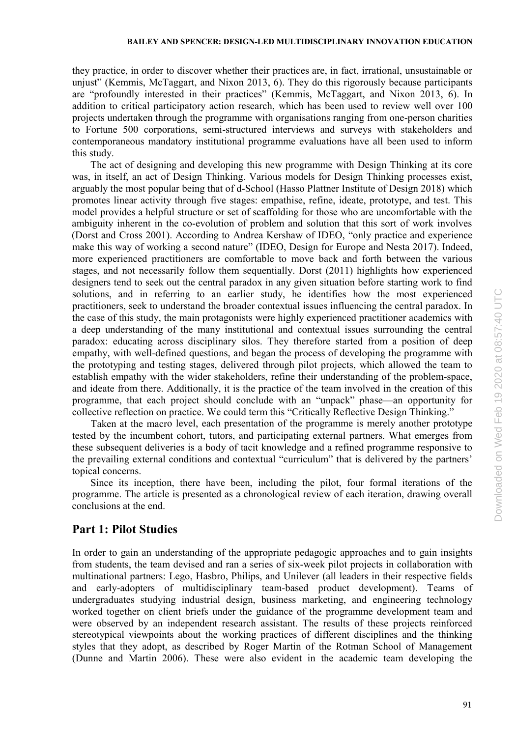they practice, in order to discover whether their practices are, in fact, irrational, unsustainable or unjust" (Kemmis, McTaggart, and Nixon 2013, 6). They do this rigorously because participants are "profoundly interested in their practices" (Kemmis, McTaggart, and Nixon 2013, 6). In addition to critical participatory action research, which has been used to review well over 100 projects undertaken through the programme with organisations ranging from one-person charities to Fortune 500 corporations, semi-structured interviews and surveys with stakeholders and contemporaneous mandatory institutional programme evaluations have all been used to inform this study.

The act of designing and developing this new programme with Design Thinking at its core was, in itself, an act of Design Thinking. Various models for Design Thinking processes exist, arguably the most popular being that of d-School (Hasso Plattner Institute of Design 2018) which promotes linear activity through five stages: empathise, refine, ideate, prototype, and test. This model provides a helpful structure or set of scaffolding for those who are uncomfortable with the ambiguity inherent in the co-evolution of problem and solution that this sort of work involves (Dorst and Cross 2001). According to Andrea Kershaw of IDEO, "only practice and experience make this way of working a second nature" (IDEO, Design for Europe and Nesta 2017). Indeed, more experienced practitioners are comfortable to move back and forth between the various stages, and not necessarily follow them sequentially. Dorst (2011) highlights how experienced designers tend to seek out the central paradox in any given situation before starting work to find solutions, and in referring to an earlier study, he identifies how the most experienced practitioners, seek to understand the broader contextual issues influencing the central paradox. In the case of this study, the main protagonists were highly experienced practitioner academics with a deep understanding of the many institutional and contextual issues surrounding the central paradox: educating across disciplinary silos. They therefore started from a position of deep empathy, with well-defined questions, and began the process of developing the programme with the prototyping and testing stages, delivered through pilot projects, which allowed the team to establish empathy with the wider stakeholders, refine their understanding of the problem-space, and ideate from there. Additionally, it is the practice of the team involved in the creation of this programme, that each project should conclude with an "unpack" phase—an opportunity for collective reflection on practice. We could term this "Critically Reflective Design Thinking."

Taken at the macro level, each presentation of the programme is merely another prototype tested by the incumbent cohort, tutors, and participating external partners. What emerges from these subsequent deliveries is a body of tacit knowledge and a refined programme responsive to the prevailing external conditions and contextual "curriculum" that is delivered by the partners' topical concerns.

Since its inception, there have been, including the pilot, four formal iterations of the programme. The article is presented as a chronological review of each iteration, drawing overall conclusions at the end.

## Part 1: Pilot Studies

In order to gain an understanding of the appropriate pedagogic approaches and to gain insights from students, the team devised and ran a series of six-week pilot projects in collaboration with multinational partners: Lego, Hasbro, Philips, and Unilever (all leaders in their respective fields and early-adopters of multidisciplinary team-based product development). Teams of undergraduates studying industrial design, business marketing, and engineering technology worked together on client briefs under the guidance of the programme development team and were observed by an independent research assistant. The results of these projects reinforced stereotypical viewpoints about the working practices of different disciplines and the thinking styles that they adopt, as described by Roger Martin of the Rotman School of Management (Dunne and Martin 2006). These were also evident in the academic team developing the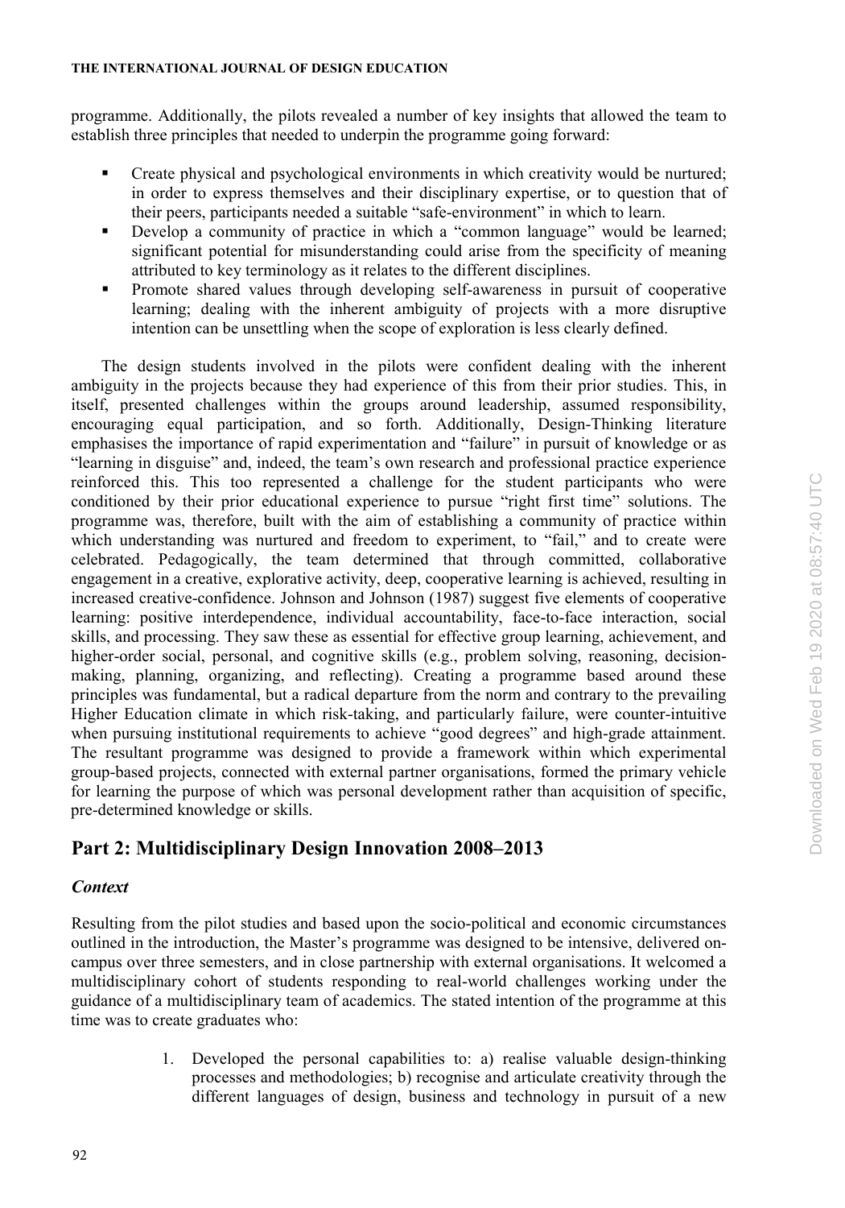programme. Additionally, the pilots revealed a number of key insights that allowed the team to establish three principles that needed to underpin the programme going forward:

- Create physical and psychological environments in which creativity would be nurtured; in order to express themselves and their disciplinary expertise, or to question that of their peers, participants needed a suitable "safe-environment" in which to learn.
- Develop a community of practice in which a "common language" would be learned; significant potential for misunderstanding could arise from the specificity of meaning attributed to key terminology as it relates to the different disciplines.
- Promote shared values through developing self-awareness in pursuit of cooperative learning; dealing with the inherent ambiguity of projects with a more disruptive intention can be unsettling when the scope of exploration is less clearly defined.

The design students involved in the pilots were confident dealing with the inherent ambiguity in the projects because they had experience of this from their prior studies. This, in itself, presented challenges within the groups around leadership, assumed responsibility, encouraging equal participation, and so forth. Additionally, Design-Thinking literature emphasises the importance of rapid experimentation and "failure" in pursuit of knowledge or as "learning in disguise" and, indeed, the team's own research and professional practice experience reinforced this. This too represented a challenge for the student participants who were conditioned by their prior educational experience to pursue "right first time" solutions. The programme was, therefore, built with the aim of establishing a community of practice within which understanding was nurtured and freedom to experiment, to "fail," and to create were celebrated. Pedagogically, the team determined that through committed, collaborative engagement in a creative, explorative activity, deep, cooperative learning is achieved, resulting in increased creative-confidence. Johnson and Johnson (1987) suggest five elements of cooperative learning: positive interdependence, individual accountability, face-to-face interaction, social skills, and processing. They saw these as essential for effective group learning, achievement, and higher-order social, personal, and cognitive skills (e.g., problem solving, reasoning, decision-making, planning, organizing, and reflecting). Creating a programme based around these principles was fundamental, but a radical departure from the norm and contrary to the prevailing Higher Education climate in which risk-taking, and particularly failure, were counter-intuitive when pursuing institutional requirements to achieve "good degrees" and high-grade attainment. The resultant programme was designed to provide a framework within which experimental group-based projects, connected with external partner organisations, formed the primary vehicle for learning the purpose of which was personal development rather than acquisition of specific, pre-determined knowledge or skills.

## Part 2: Multidisciplinary Design Innovation 2008–2013

### *Context*

Resulting from the pilot studies and based upon the socio-political and economic circumstances outlined in the introduction, the Master's programme was designed to be intensive, delivered on-campus over three semesters, and in close partnership with external organisations. It welcomed a multidisciplinary cohort of students responding to real-world challenges working under the guidance of a multidisciplinary team of academics. The stated intention of the programme at this time was to create graduates who:

1. Developed the personal capabilities to: a) realise valuable design-thinking processes and methodologies; b) recognise and articulate creativity through the different languages of design, business and technology in pursuit of a new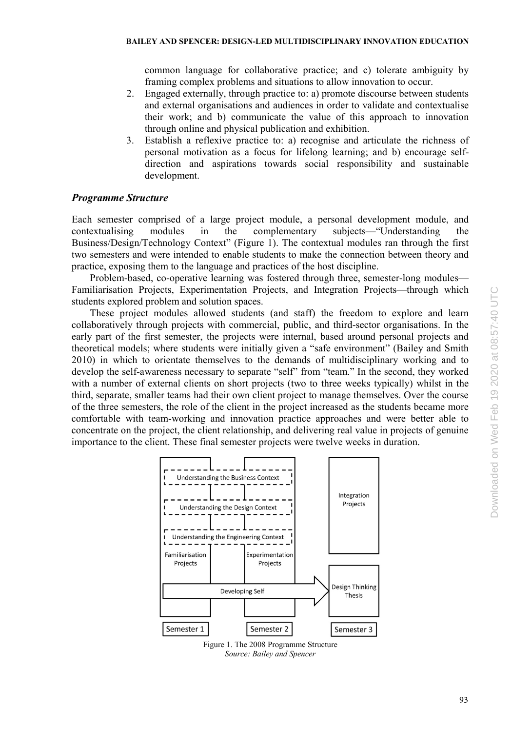common language for collaborative practice; and c) tolerate ambiguity by framing complex problems and situations to allow innovation to occur.

2. Engaged externally, through practice to: a) promote discourse between students and external organisations and audiences in order to validate and contextualise their work; and b) communicate the value of this approach to innovation through online and physical publication and exhibition.
3. Establish a reflexive practice to: a) recognise and articulate the richness of personal motivation as a focus for lifelong learning; and b) encourage self-direction and aspirations towards social responsibility and sustainable development.

### *Programme Structure*

Each semester comprised of a large project module, a personal development module, and contextualising modules in the complementary subjects—"Understanding the Business/Design/Technology Context" (Figure 1). The contextual modules ran through the first two semesters and were intended to enable students to make the connection between theory and practice, exposing them to the language and practices of the host discipline.

Problem-based, co-operative learning was fostered through three, semester-long modules—Familiarisation Projects, Experimentation Projects, and Integration Projects—through which students explored problem and solution spaces.

These project modules allowed students (and staff) the freedom to explore and learn collaboratively through projects with commercial, public, and third-sector organisations. In the early part of the first semester, the projects were internal, based around personal projects and theoretical models; where students were initially given a "safe environment" (Bailey and Smith 2010) in which to orientate themselves to the demands of multidisciplinary working and to develop the self-awareness necessary to separate "self" from "team." In the second, they worked with a number of external clients on short projects (two to three weeks typically) whilst in the third, separate, smaller teams had their own client project to manage themselves. Over the course of the three semesters, the role of the client in the project increased as the students became more comfortable with team-working and innovation practice approaches and were better able to concentrate on the project, the client relationship, and delivering real value in projects of genuine importance to the client. These final semester projects were twelve weeks in duration.

Understanding the Business Context

Understanding the Design Context

Understanding the Engineering Context

Familiarisation Projects | Experimentation Projects | Integration Projects

Developing Self → Design Thinking Thesis

Semester 1 | Semester 2 | Semester 3

Figure 1. The 2008 Programme Structure
*Source: Bailey and Spencer*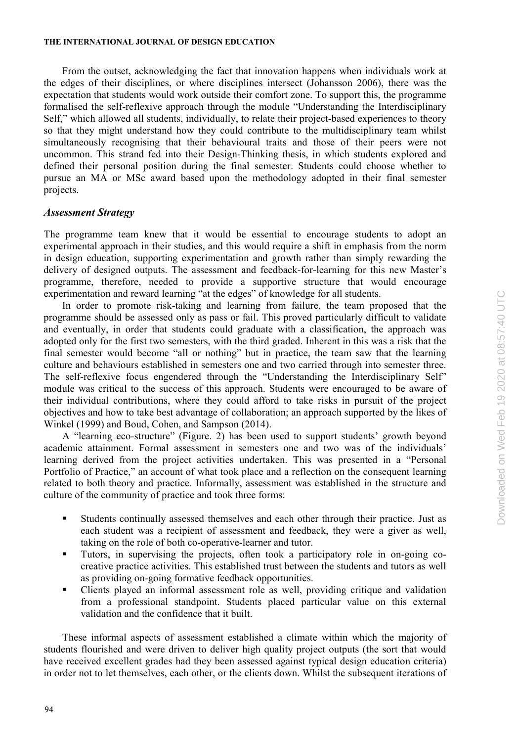From the outset, acknowledging the fact that innovation happens when individuals work at the edges of their disciplines, or where disciplines intersect (Johansson 2006), there was the expectation that students would work outside their comfort zone. To support this, the programme formalised the self-reflexive approach through the module "Understanding the Interdisciplinary Self," which allowed all students, individually, to relate their project-based experiences to theory so that they might understand how they could contribute to the multidisciplinary team whilst simultaneously recognising that their behavioural traits and those of their peers were not uncommon. This strand fed into their Design-Thinking thesis, in which students explored and defined their personal position during the final semester. Students could choose whether to pursue an MA or MSc award based upon the methodology adopted in their final semester projects.

### *Assessment Strategy*

The programme team knew that it would be essential to encourage students to adopt an experimental approach in their studies, and this would require a shift in emphasis from the norm in design education, supporting experimentation and growth rather than simply rewarding the delivery of designed outputs. The assessment and feedback-for-learning for this new Master's programme, therefore, needed to provide a supportive structure that would encourage experimentation and reward learning "at the edges" of knowledge for all students.

In order to promote risk-taking and learning from failure, the team proposed that the programme should be assessed only as pass or fail. This proved particularly difficult to validate and eventually, in order that students could graduate with a classification, the approach was adopted only for the first two semesters, with the third graded. Inherent in this was a risk that the final semester would become "all or nothing" but in practice, the team saw that the learning culture and behaviours established in semesters one and two carried through into semester three. The self-reflexive focus engendered through the "Understanding the Interdisciplinary Self" module was critical to the success of this approach. Students were encouraged to be aware of their individual contributions, where they could afford to take risks in pursuit of the project objectives and how to take best advantage of collaboration; an approach supported by the likes of Winkel (1999) and Boud, Cohen, and Sampson (2014).

A "learning eco-structure" (Figure. 2) has been used to support students' growth beyond academic attainment. Formal assessment in semesters one and two was of the individuals' learning derived from the project activities undertaken. This was presented in a "Personal Portfolio of Practice," an account of what took place and a reflection on the consequent learning related to both theory and practice. Informally, assessment was established in the structure and culture of the community of practice and took three forms:

- Students continually assessed themselves and each other through their practice. Just as each student was a recipient of assessment and feedback, they were a giver as well, taking on the role of both co-operative-learner and tutor.
- Tutors, in supervising the projects, often took a participatory role in on-going co-creative practice activities. This established trust between the students and tutors as well as providing on-going formative feedback opportunities.
- Clients played an informal assessment role as well, providing critique and validation from a professional standpoint. Students placed particular value on this external validation and the confidence that it built.

These informal aspects of assessment established a climate within which the majority of students flourished and were driven to deliver high quality project outputs (the sort that would have received excellent grades had they been assessed against typical design education criteria) in order not to let themselves, each other, or the clients down. Whilst the subsequent iterations of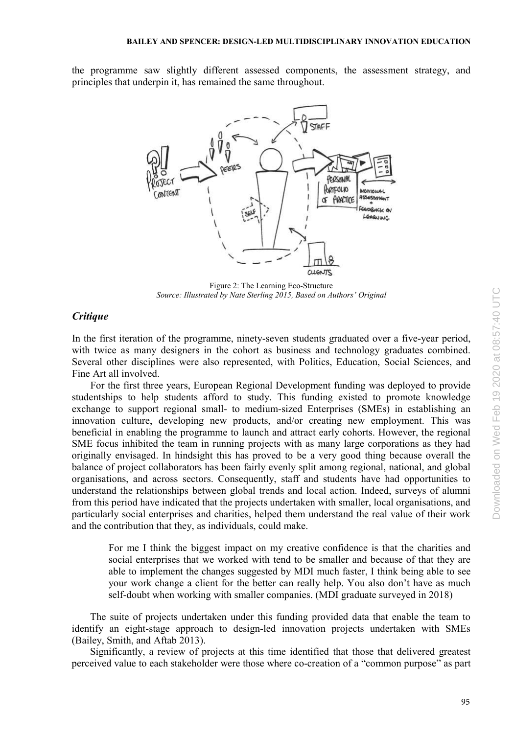the programme saw slightly different assessed components, the assessment strategy, and principles that underpin it, has remained the same throughout.

Figure 2: The Learning Eco-Structure
*Source: Illustrated by Nate Sterling 2015, Based on Authors' Original*

### *Critique*

In the first iteration of the programme, ninety-seven students graduated over a five-year period, with twice as many designers in the cohort as business and technology graduates combined. Several other disciplines were also represented, with Politics, Education, Social Sciences, and Fine Art all involved.

For the first three years, European Regional Development funding was deployed to provide studentships to help students afford to study. This funding existed to promote knowledge exchange to support regional small- to medium-sized Enterprises (SMEs) in establishing an innovation culture, developing new products, and/or creating new employment. This was beneficial in enabling the programme to launch and attract early cohorts. However, the regional SME focus inhibited the team in running projects with as many large corporations as they had originally envisaged. In hindsight this has proved to be a very good thing because overall the balance of project collaborators has been fairly evenly split among regional, national, and global organisations, and across sectors. Consequently, staff and students have had opportunities to understand the relationships between global trends and local action. Indeed, surveys of alumni from this period have indicated that the projects undertaken with smaller, local organisations, and particularly social enterprises and charities, helped them understand the real value of their work and the contribution that they, as individuals, could make.

> For me I think the biggest impact on my creative confidence is that the charities and social enterprises that we worked with tend to be smaller and because of that they are able to implement the changes suggested by MDI much faster, I think being able to see your work change a client for the better can really help. You also don't have as much self-doubt when working with smaller companies. (MDI graduate surveyed in 2018)

The suite of projects undertaken under this funding provided data that enable the team to identify an eight-stage approach to design-led innovation projects undertaken with SMEs (Bailey, Smith, and Aftab 2013).

Significantly, a review of projects at this time identified that those that delivered greatest perceived value to each stakeholder were those where co-creation of a "common purpose" as part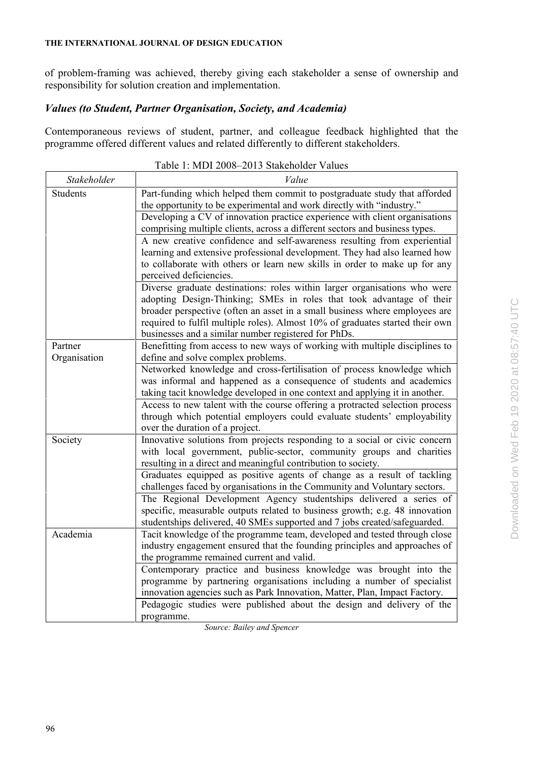of problem-framing was achieved, thereby giving each stakeholder a sense of ownership and responsibility for solution creation and implementation.

### *Values (to Student, Partner Organisation, Society, and Academia)*

Contemporaneous reviews of student, partner, and colleague feedback highlighted that the programme offered different values and related differently to different stakeholders.

Table 1: MDI 2008–2013 Stakeholder Values

| *Stakeholder* | *Value* |
|---|---|
| Students | Part-funding which helped them commit to postgraduate study that afforded the opportunity to be experimental and work directly with "industry." |
| | Developing a CV of innovation practice experience with client organisations comprising multiple clients, across a different sectors and business types. |
| | A new creative confidence and self-awareness resulting from experiential learning and extensive professional development. They had also learned how to collaborate with others or learn new skills in order to make up for any perceived deficiencies. |
| | Diverse graduate destinations: roles within larger organisations who were adopting Design-Thinking; SMEs in roles that took advantage of their broader perspective (often an asset in a small business where employees are required to fulfil multiple roles). Almost 10% of graduates started their own businesses and a similar number registered for PhDs. |
| Partner Organisation | Benefitting from access to new ways of working with multiple disciplines to define and solve complex problems. |
| | Networked knowledge and cross-fertilisation of process knowledge which was informal and happened as a consequence of students and academics taking tacit knowledge developed in one context and applying it in another. |
| | Access to new talent with the course offering a protracted selection process through which potential employers could evaluate students' employability over the duration of a project. |
| Society | Innovative solutions from projects responding to a social or civic concern with local government, public-sector, community groups and charities resulting in a direct and meaningful contribution to society. |
| | Graduates equipped as positive agents of change as a result of tackling challenges faced by organisations in the Community and Voluntary sectors. |
| | The Regional Development Agency studentships delivered a series of specific, measurable outputs related to business growth; e.g. 48 innovation studentships delivered, 40 SMEs supported and 7 jobs created/safeguarded. |
| Academia | Tacit knowledge of the programme team, developed and tested through close industry engagement ensured that the founding principles and approaches of the programme remained current and valid. |
| | Contemporary practice and business knowledge was brought into the programme by partnering organisations including a number of specialist innovation agencies such as Park Innovation, Matter, Plan, Impact Factory. |
| | Pedagogic studies were published about the design and delivery of the programme. |

*Source: Bailey and Spencer*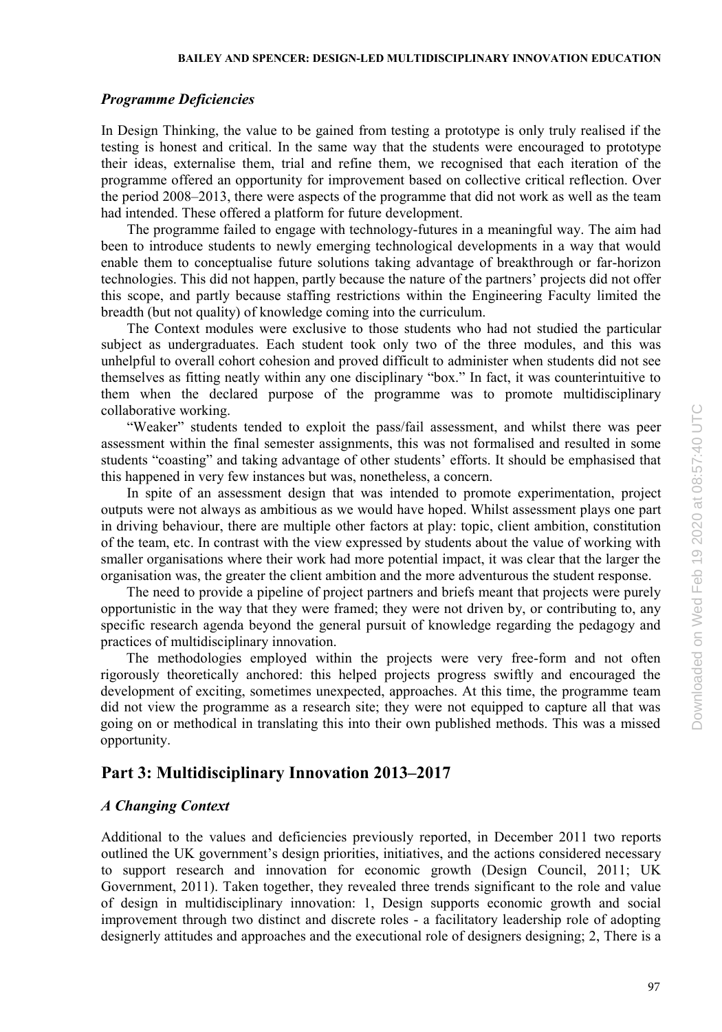### *Programme Deficiencies*

In Design Thinking, the value to be gained from testing a prototype is only truly realised if the testing is honest and critical. In the same way that the students were encouraged to prototype their ideas, externalise them, trial and refine them, we recognised that each iteration of the programme offered an opportunity for improvement based on collective critical reflection. Over the period 2008–2013, there were aspects of the programme that did not work as well as the team had intended. These offered a platform for future development.

The programme failed to engage with technology-futures in a meaningful way. The aim had been to introduce students to newly emerging technological developments in a way that would enable them to conceptualise future solutions taking advantage of breakthrough or far-horizon technologies. This did not happen, partly because the nature of the partners' projects did not offer this scope, and partly because staffing restrictions within the Engineering Faculty limited the breadth (but not quality) of knowledge coming into the curriculum.

The Context modules were exclusive to those students who had not studied the particular subject as undergraduates. Each student took only two of the three modules, and this was unhelpful to overall cohort cohesion and proved difficult to administer when students did not see themselves as fitting neatly within any one disciplinary "box." In fact, it was counterintuitive to them when the declared purpose of the programme was to promote multidisciplinary collaborative working.

"Weaker" students tended to exploit the pass/fail assessment, and whilst there was peer assessment within the final semester assignments, this was not formalised and resulted in some students "coasting" and taking advantage of other students' efforts. It should be emphasised that this happened in very few instances but was, nonetheless, a concern.

In spite of an assessment design that was intended to promote experimentation, project outputs were not always as ambitious as we would have hoped. Whilst assessment plays one part in driving behaviour, there are multiple other factors at play: topic, client ambition, constitution of the team, etc. In contrast with the view expressed by students about the value of working with smaller organisations where their work had more potential impact, it was clear that the larger the organisation was, the greater the client ambition and the more adventurous the student response.

The need to provide a pipeline of project partners and briefs meant that projects were purely opportunistic in the way that they were framed; they were not driven by, or contributing to, any specific research agenda beyond the general pursuit of knowledge regarding the pedagogy and practices of multidisciplinary innovation.

The methodologies employed within the projects were very free-form and not often rigorously theoretically anchored: this helped projects progress swiftly and encouraged the development of exciting, sometimes unexpected, approaches. At this time, the programme team did not view the programme as a research site; they were not equipped to capture all that was going on or methodical in translating this into their own published methods. This was a missed opportunity.

## Part 3: Multidisciplinary Innovation 2013–2017

### *A Changing Context*

Additional to the values and deficiencies previously reported, in December 2011 two reports outlined the UK government's design priorities, initiatives, and the actions considered necessary to support research and innovation for economic growth (Design Council, 2011; UK Government, 2011). Taken together, they revealed three trends significant to the role and value of design in multidisciplinary innovation: 1, Design supports economic growth and social improvement through two distinct and discrete roles - a facilitatory leadership role of adopting designerly attitudes and approaches and the executional role of designers designing; 2, There is a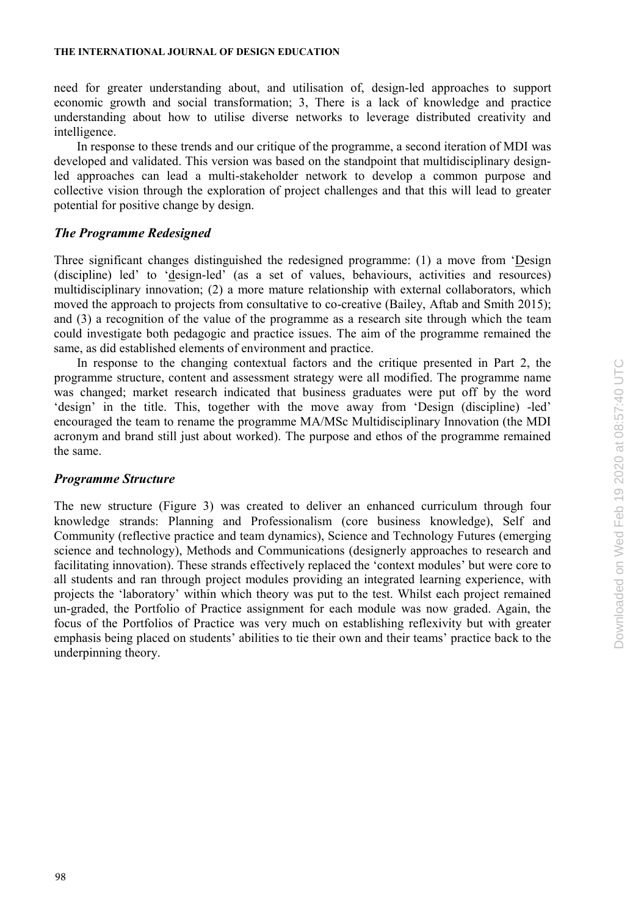need for greater understanding about, and utilisation of, design-led approaches to support economic growth and social transformation; 3, There is a lack of knowledge and practice understanding about how to utilise diverse networks to leverage distributed creativity and intelligence.

In response to these trends and our critique of the programme, a second iteration of MDI was developed and validated. This version was based on the standpoint that multidisciplinary design-led approaches can lead a multi-stakeholder network to develop a common purpose and collective vision through the exploration of project challenges and that this will lead to greater potential for positive change by design.

### *The Programme Redesigned*

Three significant changes distinguished the redesigned programme: (1) a move from 'Design (discipline) led' to 'design-led' (as a set of values, behaviours, activities and resources) multidisciplinary innovation; (2) a more mature relationship with external collaborators, which moved the approach to projects from consultative to co-creative (Bailey, Aftab and Smith 2015); and (3) a recognition of the value of the programme as a research site through which the team could investigate both pedagogic and practice issues. The aim of the programme remained the same, as did established elements of environment and practice.

In response to the changing contextual factors and the critique presented in Part 2, the programme structure, content and assessment strategy were all modified. The programme name was changed; market research indicated that business graduates were put off by the word 'design' in the title. This, together with the move away from 'Design (discipline) -led' encouraged the team to rename the programme MA/MSc Multidisciplinary Innovation (the MDI acronym and brand still just about worked). The purpose and ethos of the programme remained the same.

### *Programme Structure*

The new structure (Figure 3) was created to deliver an enhanced curriculum through four knowledge strands: Planning and Professionalism (core business knowledge), Self and Community (reflective practice and team dynamics), Science and Technology Futures (emerging science and technology), Methods and Communications (designerly approaches to research and facilitating innovation). These strands effectively replaced the 'context modules' but were core to all students and ran through project modules providing an integrated learning experience, with projects the 'laboratory' within which theory was put to the test. Whilst each project remained un-graded, the Portfolio of Practice assignment for each module was now graded. Again, the focus of the Portfolios of Practice was very much on establishing reflexivity but with greater emphasis being placed on students' abilities to tie their own and their teams' practice back to the underpinning theory.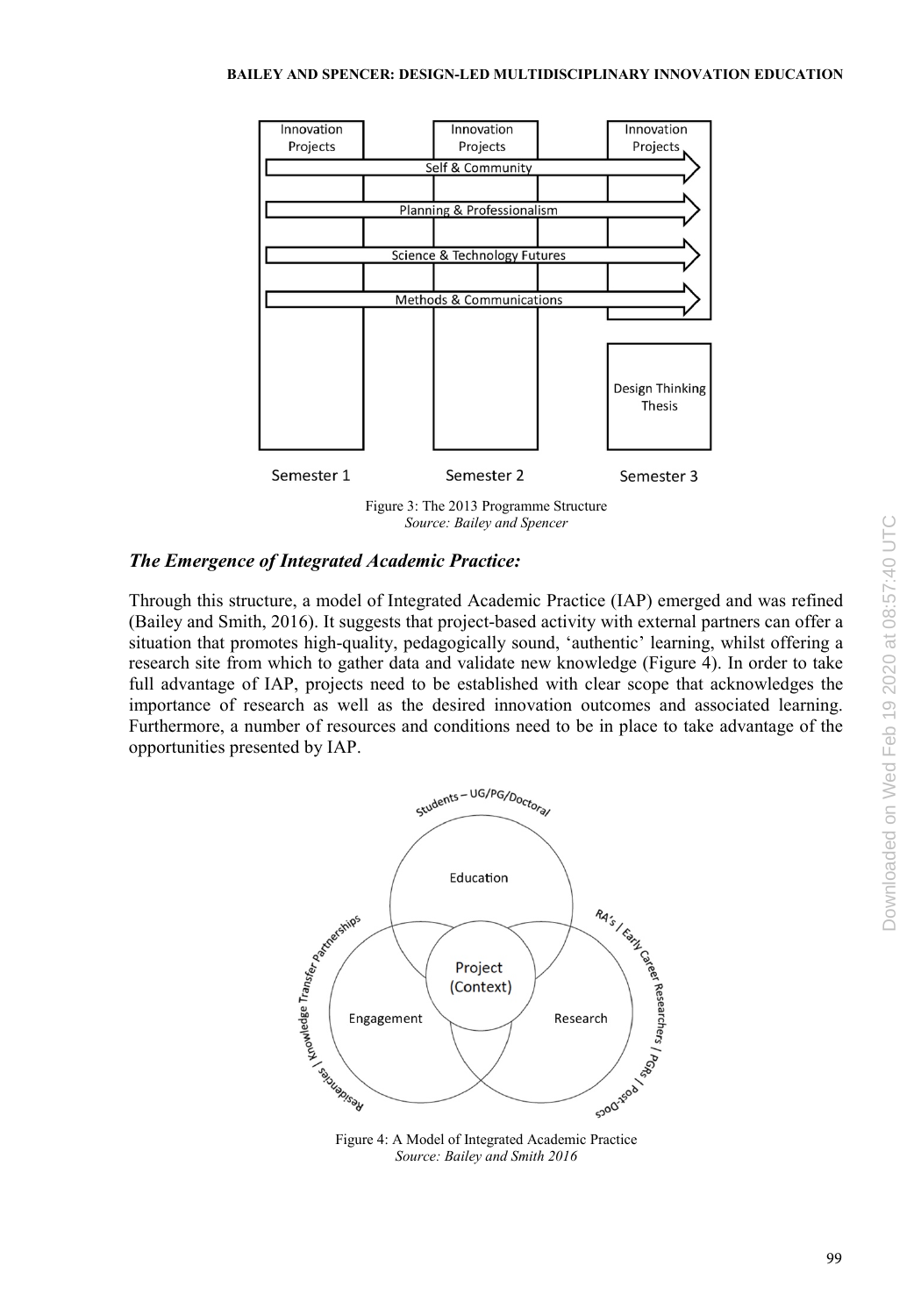Figure 3: The 2013 Programme Structure
*Source: Bailey and Spencer*

### *The Emergence of Integrated Academic Practice:*

Through this structure, a model of Integrated Academic Practice (IAP) emerged and was refined (Bailey and Smith, 2016). It suggests that project-based activity with external partners can offer a situation that promotes high-quality, pedagogically sound, 'authentic' learning, whilst offering a research site from which to gather data and validate new knowledge (Figure 4). In order to take full advantage of IAP, projects need to be established with clear scope that acknowledges the importance of research as well as the desired innovation outcomes and associated learning. Furthermore, a number of resources and conditions need to be in place to take advantage of the opportunities presented by IAP.

Figure 4: A Model of Integrated Academic Practice
*Source: Bailey and Smith 2016*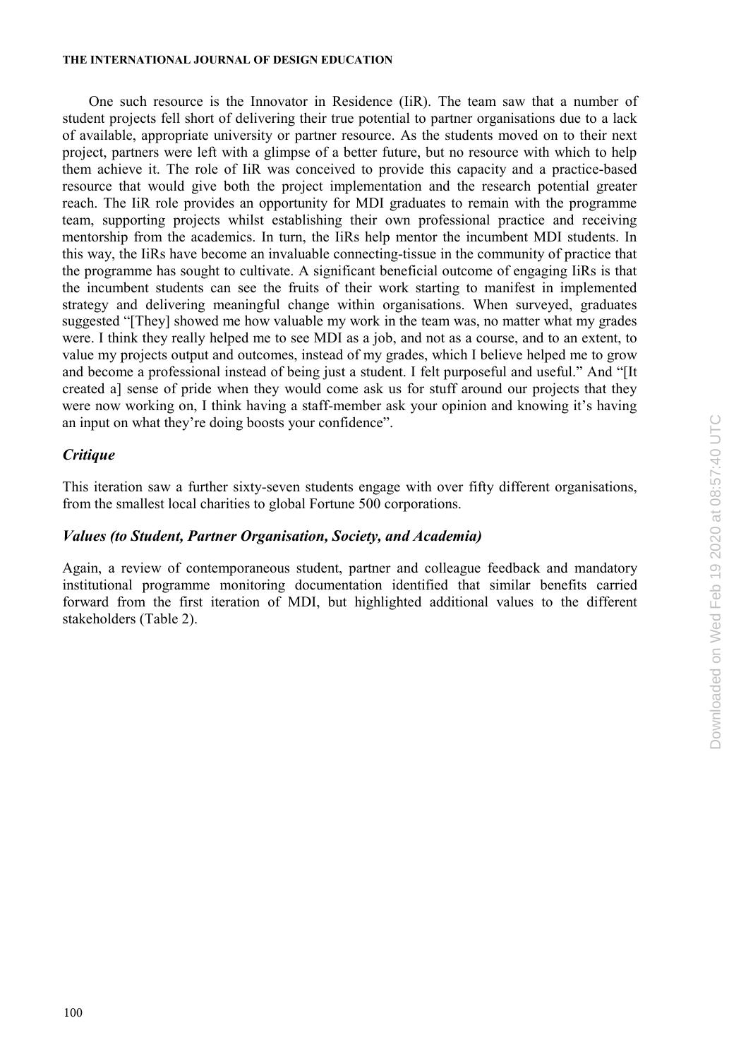One such resource is the Innovator in Residence (IiR). The team saw that a number of student projects fell short of delivering their true potential to partner organisations due to a lack of available, appropriate university or partner resource. As the students moved on to their next project, partners were left with a glimpse of a better future, but no resource with which to help them achieve it. The role of IiR was conceived to provide this capacity and a practice-based resource that would give both the project implementation and the research potential greater reach. The IiR role provides an opportunity for MDI graduates to remain with the programme team, supporting projects whilst establishing their own professional practice and receiving mentorship from the academics. In turn, the IiRs help mentor the incumbent MDI students. In this way, the IiRs have become an invaluable connecting-tissue in the community of practice that the programme has sought to cultivate. A significant beneficial outcome of engaging IiRs is that the incumbent students can see the fruits of their work starting to manifest in implemented strategy and delivering meaningful change within organisations. When surveyed, graduates suggested "[They] showed me how valuable my work in the team was, no matter what my grades were. I think they really helped me to see MDI as a job, and not as a course, and to an extent, to value my projects output and outcomes, instead of my grades, which I believe helped me to grow and become a professional instead of being just a student. I felt purposeful and useful." And "[It created a] sense of pride when they would come ask us for stuff around our projects that they were now working on, I think having a staff-member ask your opinion and knowing it's having an input on what they're doing boosts your confidence".

### *Critique*

This iteration saw a further sixty-seven students engage with over fifty different organisations, from the smallest local charities to global Fortune 500 corporations.

### *Values (to Student, Partner Organisation, Society, and Academia)*

Again, a review of contemporaneous student, partner and colleague feedback and mandatory institutional programme monitoring documentation identified that similar benefits carried forward from the first iteration of MDI, but highlighted additional values to the different stakeholders (Table 2).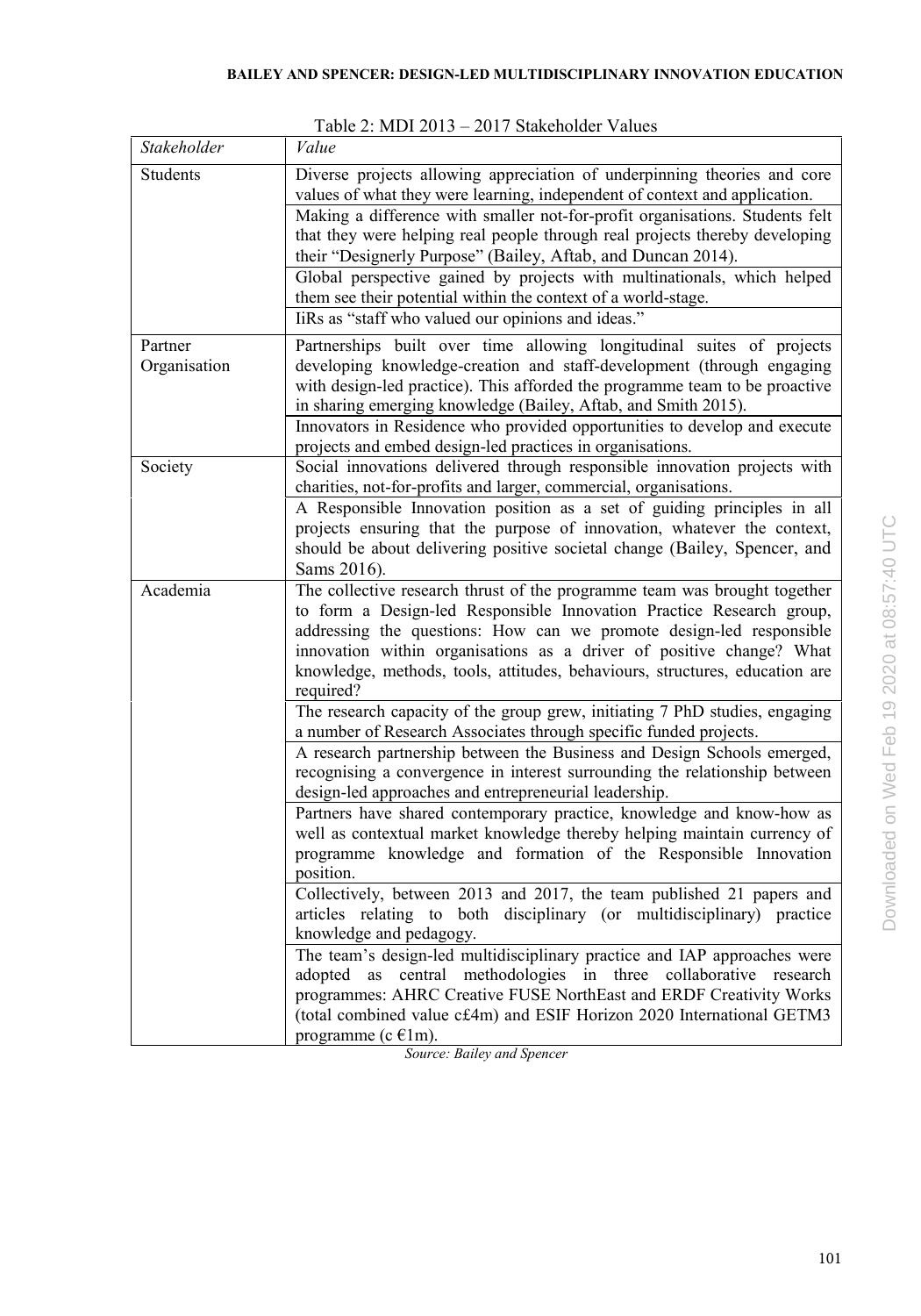Table 2: MDI 2013 – 2017 Stakeholder Values

| *Stakeholder* | *Value* |
|---|---|
| Students | Diverse projects allowing appreciation of underpinning theories and core values of what they were learning, independent of context and application. |
| | Making a difference with smaller not-for-profit organisations. Students felt that they were helping real people through real projects thereby developing their "Designerly Purpose" (Bailey, Aftab, and Duncan 2014). |
| | Global perspective gained by projects with multinationals, which helped them see their potential within the context of a world-stage. |
| | IiRs as "staff who valued our opinions and ideas." |
| Partner Organisation | Partnerships built over time allowing longitudinal suites of projects developing knowledge-creation and staff-development (through engaging with design-led practice). This afforded the programme team to be proactive in sharing emerging knowledge (Bailey, Aftab, and Smith 2015). |
| | Innovators in Residence who provided opportunities to develop and execute projects and embed design-led practices in organisations. |
| Society | Social innovations delivered through responsible innovation projects with charities, not-for-profits and larger, commercial, organisations. |
| | A Responsible Innovation position as a set of guiding principles in all projects ensuring that the purpose of innovation, whatever the context, should be about delivering positive societal change (Bailey, Spencer, and Sams 2016). |
| Academia | The collective research thrust of the programme team was brought together to form a Design-led Responsible Innovation Practice Research group, addressing the questions: How can we promote design-led responsible innovation within organisations as a driver of positive change? What knowledge, methods, tools, attitudes, behaviours, structures, education are required? |
| | The research capacity of the group grew, initiating 7 PhD studies, engaging a number of Research Associates through specific funded projects. |
| | A research partnership between the Business and Design Schools emerged, recognising a convergence in interest surrounding the relationship between design-led approaches and entrepreneurial leadership. |
| | Partners have shared contemporary practice, knowledge and know-how as well as contextual market knowledge thereby helping maintain currency of programme knowledge and formation of the Responsible Innovation position. |
| | Collectively, between 2013 and 2017, the team published 21 papers and articles relating to both disciplinary (or multidisciplinary) practice knowledge and pedagogy. |
| | The team's design-led multidisciplinary practice and IAP approaches were adopted as central methodologies in three collaborative research programmes: AHRC Creative FUSE NorthEast and ERDF Creativity Works (total combined value c£4m) and ESIF Horizon 2020 International GETM3 programme (c €1m). |

*Source: Bailey and Spencer*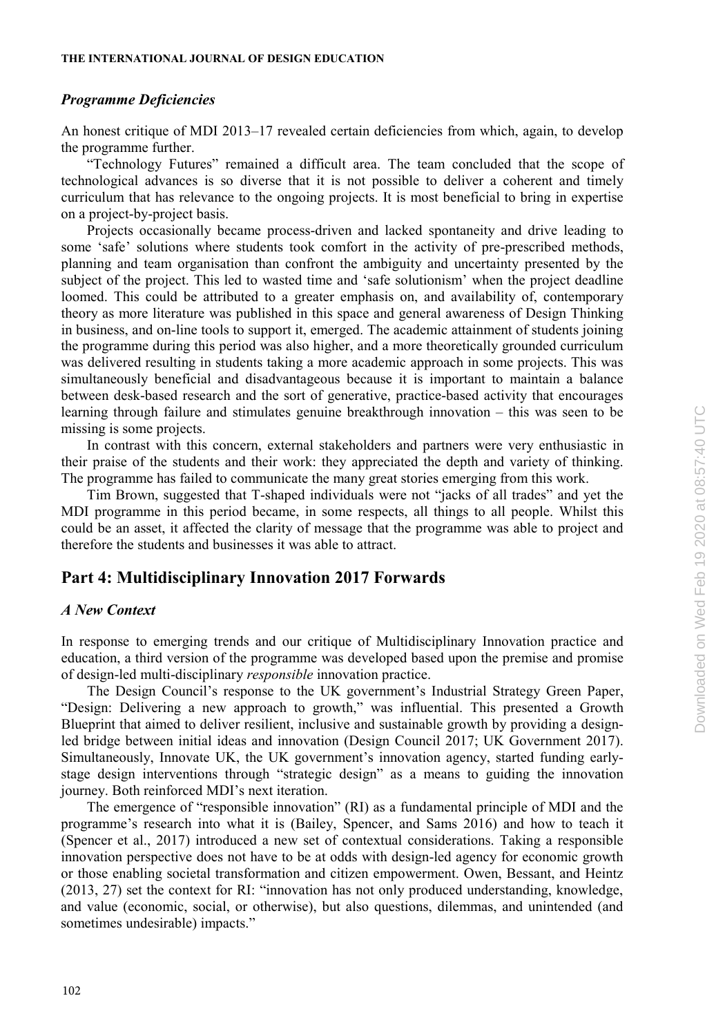### *Programme Deficiencies*

An honest critique of MDI 2013–17 revealed certain deficiencies from which, again, to develop the programme further.

"Technology Futures" remained a difficult area. The team concluded that the scope of technological advances is so diverse that it is not possible to deliver a coherent and timely curriculum that has relevance to the ongoing projects. It is most beneficial to bring in expertise on a project-by-project basis.

Projects occasionally became process-driven and lacked spontaneity and drive leading to some 'safe' solutions where students took comfort in the activity of pre-prescribed methods, planning and team organisation than confront the ambiguity and uncertainty presented by the subject of the project. This led to wasted time and 'safe solutionism' when the project deadline loomed. This could be attributed to a greater emphasis on, and availability of, contemporary theory as more literature was published in this space and general awareness of Design Thinking in business, and on-line tools to support it, emerged. The academic attainment of students joining the programme during this period was also higher, and a more theoretically grounded curriculum was delivered resulting in students taking a more academic approach in some projects. This was simultaneously beneficial and disadvantageous because it is important to maintain a balance between desk-based research and the sort of generative, practice-based activity that encourages learning through failure and stimulates genuine breakthrough innovation – this was seen to be missing is some projects.

In contrast with this concern, external stakeholders and partners were very enthusiastic in their praise of the students and their work: they appreciated the depth and variety of thinking. The programme has failed to communicate the many great stories emerging from this work.

Tim Brown, suggested that T-shaped individuals were not "jacks of all trades" and yet the MDI programme in this period became, in some respects, all things to all people. Whilst this could be an asset, it affected the clarity of message that the programme was able to project and therefore the students and businesses it was able to attract.

## Part 4: Multidisciplinary Innovation 2017 Forwards

### *A New Context*

In response to emerging trends and our critique of Multidisciplinary Innovation practice and education, a third version of the programme was developed based upon the premise and promise of design-led multi-disciplinary *responsible* innovation practice.

The Design Council's response to the UK government's Industrial Strategy Green Paper, "Design: Delivering a new approach to growth," was influential. This presented a Growth Blueprint that aimed to deliver resilient, inclusive and sustainable growth by providing a design-led bridge between initial ideas and innovation (Design Council 2017; UK Government 2017). Simultaneously, Innovate UK, the UK government's innovation agency, started funding early-stage design interventions through "strategic design" as a means to guiding the innovation journey. Both reinforced MDI's next iteration.

The emergence of "responsible innovation" (RI) as a fundamental principle of MDI and the programme's research into what it is (Bailey, Spencer, and Sams 2016) and how to teach it (Spencer et al., 2017) introduced a new set of contextual considerations. Taking a responsible innovation perspective does not have to be at odds with design-led agency for economic growth or those enabling societal transformation and citizen empowerment. Owen, Bessant, and Heintz (2013, 27) set the context for RI: "innovation has not only produced understanding, knowledge, and value (economic, social, or otherwise), but also questions, dilemmas, and unintended (and sometimes undesirable) impacts."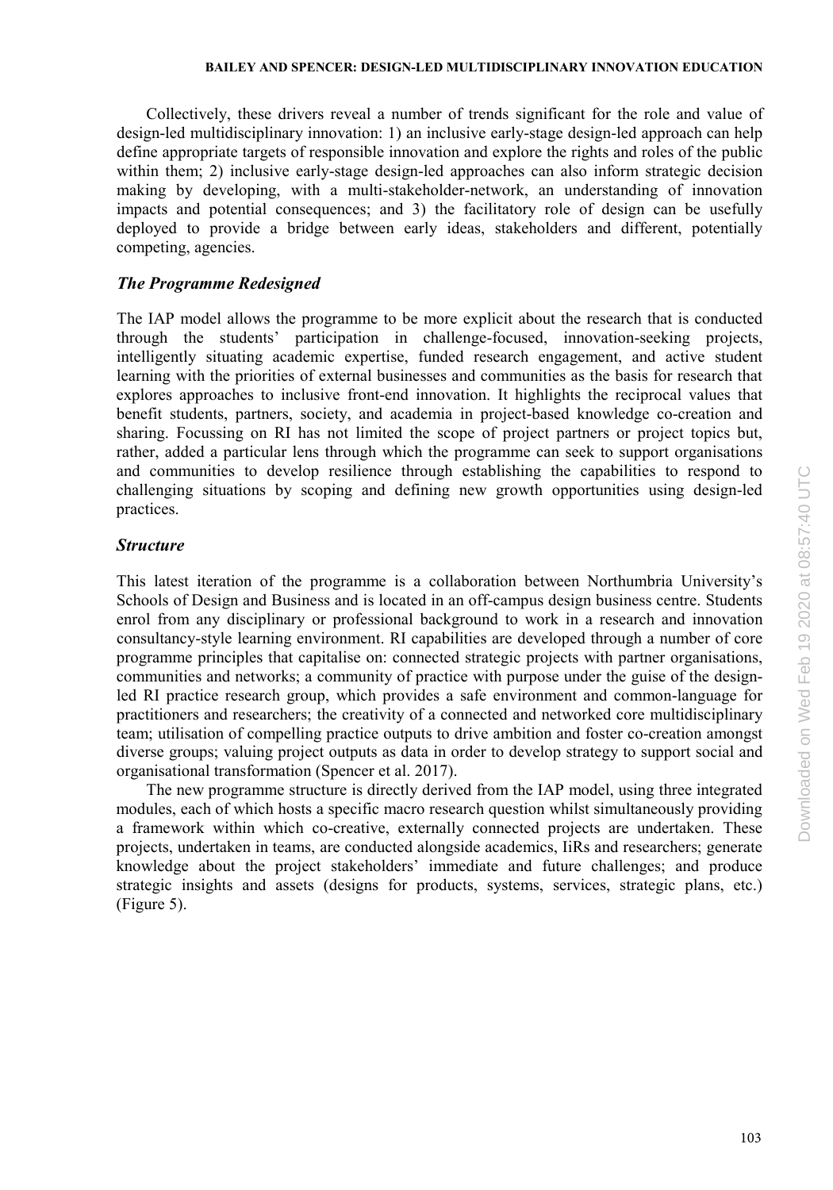Collectively, these drivers reveal a number of trends significant for the role and value of design-led multidisciplinary innovation: 1) an inclusive early-stage design-led approach can help define appropriate targets of responsible innovation and explore the rights and roles of the public within them; 2) inclusive early-stage design-led approaches can also inform strategic decision making by developing, with a multi-stakeholder-network, an understanding of innovation impacts and potential consequences; and 3) the facilitatory role of design can be usefully deployed to provide a bridge between early ideas, stakeholders and different, potentially competing, agencies.

### *The Programme Redesigned*

The IAP model allows the programme to be more explicit about the research that is conducted through the students' participation in challenge-focused, innovation-seeking projects, intelligently situating academic expertise, funded research engagement, and active student learning with the priorities of external businesses and communities as the basis for research that explores approaches to inclusive front-end innovation. It highlights the reciprocal values that benefit students, partners, society, and academia in project-based knowledge co-creation and sharing. Focussing on RI has not limited the scope of project partners or project topics but, rather, added a particular lens through which the programme can seek to support organisations and communities to develop resilience through establishing the capabilities to respond to challenging situations by scoping and defining new growth opportunities using design-led practices.

### *Structure*

This latest iteration of the programme is a collaboration between Northumbria University's Schools of Design and Business and is located in an off-campus design business centre. Students enrol from any disciplinary or professional background to work in a research and innovation consultancy-style learning environment. RI capabilities are developed through a number of core programme principles that capitalise on: connected strategic projects with partner organisations, communities and networks; a community of practice with purpose under the guise of the design-led RI practice research group, which provides a safe environment and common-language for practitioners and researchers; the creativity of a connected and networked core multidisciplinary team; utilisation of compelling practice outputs to drive ambition and foster co-creation amongst diverse groups; valuing project outputs as data in order to develop strategy to support social and organisational transformation (Spencer et al. 2017).

The new programme structure is directly derived from the IAP model, using three integrated modules, each of which hosts a specific macro research question whilst simultaneously providing a framework within which co-creative, externally connected projects are undertaken. These projects, undertaken in teams, are conducted alongside academics, IiRs and researchers; generate knowledge about the project stakeholders' immediate and future challenges; and produce strategic insights and assets (designs for products, systems, services, strategic plans, etc.) (Figure 5).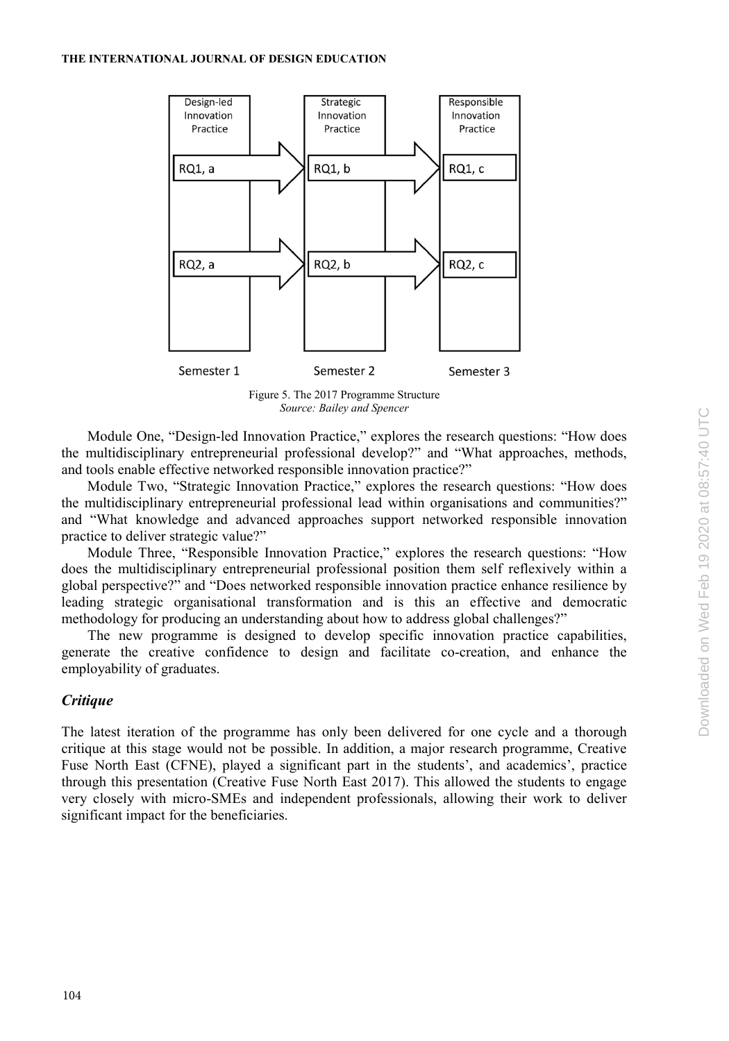Figure 5. The 2017 Programme Structure
*Source: Bailey and Spencer*

Module One, "Design-led Innovation Practice," explores the research questions: "How does the multidisciplinary entrepreneurial professional develop?" and "What approaches, methods, and tools enable effective networked responsible innovation practice?"

Module Two, "Strategic Innovation Practice," explores the research questions: "How does the multidisciplinary entrepreneurial professional lead within organisations and communities?" and "What knowledge and advanced approaches support networked responsible innovation practice to deliver strategic value?"

Module Three, "Responsible Innovation Practice," explores the research questions: "How does the multidisciplinary entrepreneurial professional position them self reflexively within a global perspective?" and "Does networked responsible innovation practice enhance resilience by leading strategic organisational transformation and is this an effective and democratic methodology for producing an understanding about how to address global challenges?"

The new programme is designed to develop specific innovation practice capabilities, generate the creative confidence to design and facilitate co-creation, and enhance the employability of graduates.

### *Critique*

The latest iteration of the programme has only been delivered for one cycle and a thorough critique at this stage would not be possible. In addition, a major research programme, Creative Fuse North East (CFNE), played a significant part in the students', and academics', practice through this presentation (Creative Fuse North East 2017). This allowed the students to engage very closely with micro-SMEs and independent professionals, allowing their work to deliver significant impact for the beneficiaries.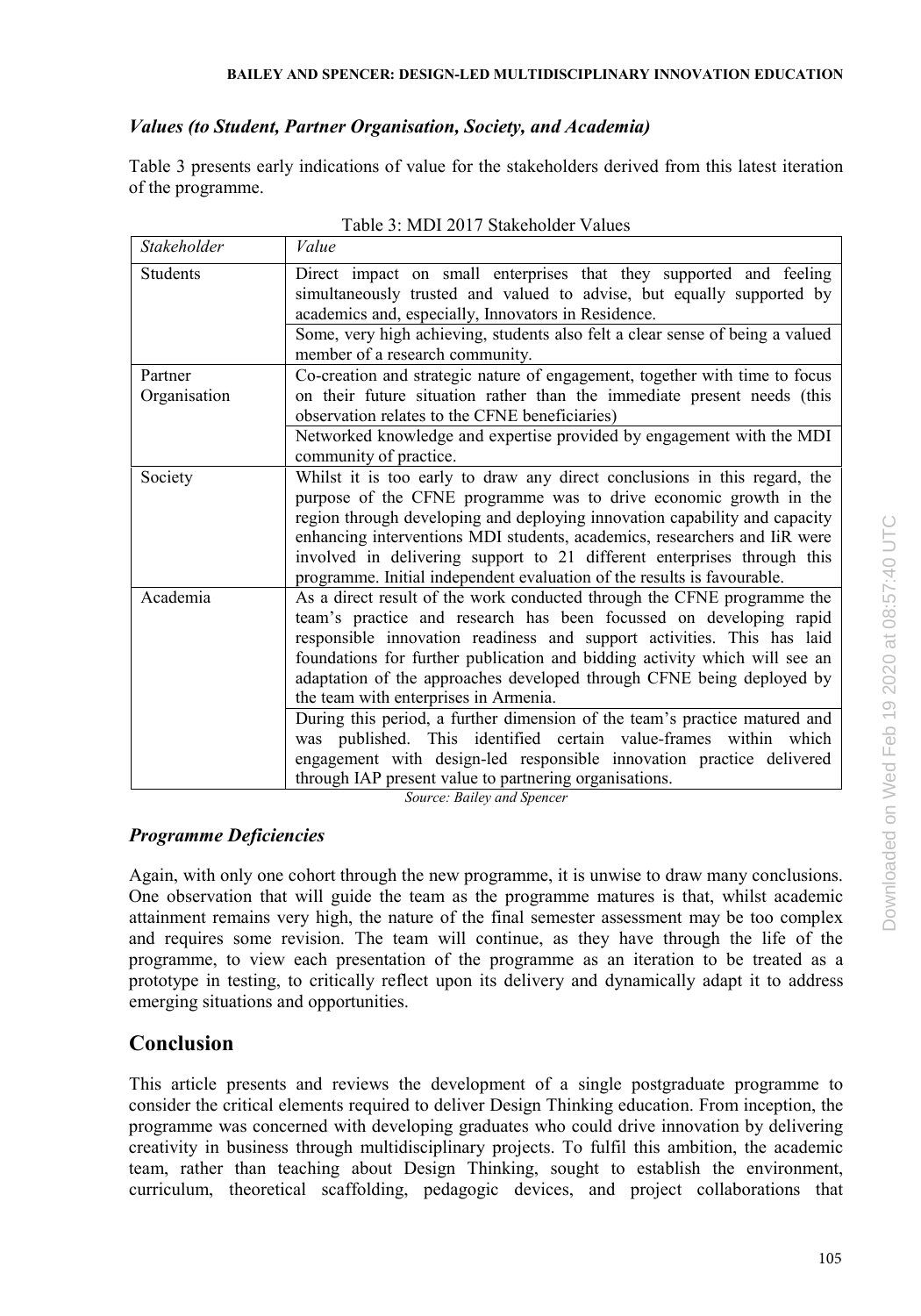### *Values (to Student, Partner Organisation, Society, and Academia)*

Table 3 presents early indications of value for the stakeholders derived from this latest iteration of the programme.

Table 3: MDI 2017 Stakeholder Values

| *Stakeholder* | *Value* |
|---|---|
| Students | Direct impact on small enterprises that they supported and feeling simultaneously trusted and valued to advise, but equally supported by academics and, especially, Innovators in Residence. |
| | Some, very high achieving, students also felt a clear sense of being a valued member of a research community. |
| Partner Organisation | Co-creation and strategic nature of engagement, together with time to focus on their future situation rather than the immediate present needs (this observation relates to the CFNE beneficiaries) |
| | Networked knowledge and expertise provided by engagement with the MDI community of practice. |
| Society | Whilst it is too early to draw any direct conclusions in this regard, the purpose of the CFNE programme was to drive economic growth in the region through developing and deploying innovation capability and capacity enhancing interventions MDI students, academics, researchers and IiR were involved in delivering support to 21 different enterprises through this programme. Initial independent evaluation of the results is favourable. |
| Academia | As a direct result of the work conducted through the CFNE programme the team's practice and research has been focussed on developing rapid responsible innovation readiness and support activities. This has laid foundations for further publication and bidding activity which will see an adaptation of the approaches developed through CFNE being deployed by the team with enterprises in Armenia. |
| | During this period, a further dimension of the team's practice matured and was published. This identified certain value-frames within which engagement with design-led responsible innovation practice delivered through IAP present value to partnering organisations. |

*Source: Bailey and Spencer*

### *Programme Deficiencies*

Again, with only one cohort through the new programme, it is unwise to draw many conclusions. One observation that will guide the team as the programme matures is that, whilst academic attainment remains very high, the nature of the final semester assessment may be too complex and requires some revision. The team will continue, as they have through the life of the programme, to view each presentation of the programme as an iteration to be treated as a prototype in testing, to critically reflect upon its delivery and dynamically adapt it to address emerging situations and opportunities.

## Conclusion

This article presents and reviews the development of a single postgraduate programme to consider the critical elements required to deliver Design Thinking education. From inception, the programme was concerned with developing graduates who could drive innovation by delivering creativity in business through multidisciplinary projects. To fulfil this ambition, the academic team, rather than teaching about Design Thinking, sought to establish the environment, curriculum, theoretical scaffolding, pedagogic devices, and project collaborations that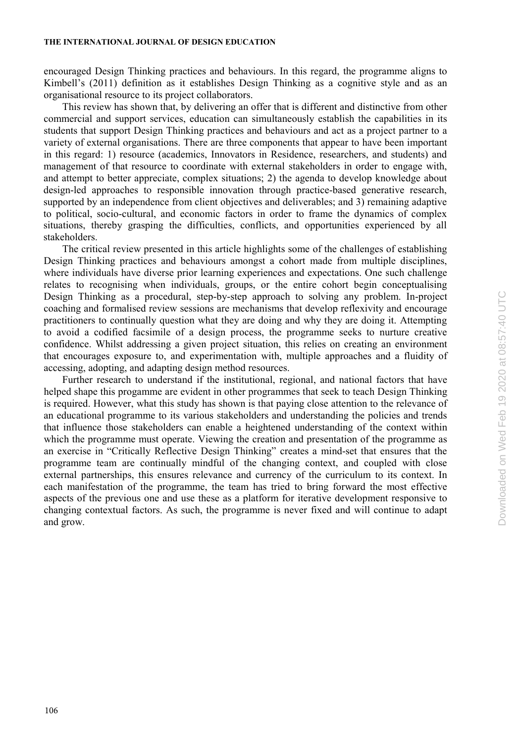encouraged Design Thinking practices and behaviours. In this regard, the programme aligns to Kimbell's (2011) definition as it establishes Design Thinking as a cognitive style and as an organisational resource to its project collaborators.

This review has shown that, by delivering an offer that is different and distinctive from other commercial and support services, education can simultaneously establish the capabilities in its students that support Design Thinking practices and behaviours and act as a project partner to a variety of external organisations. There are three components that appear to have been important in this regard: 1) resource (academics, Innovators in Residence, researchers, and students) and management of that resource to coordinate with external stakeholders in order to engage with, and attempt to better appreciate, complex situations; 2) the agenda to develop knowledge about design-led approaches to responsible innovation through practice-based generative research, supported by an independence from client objectives and deliverables; and 3) remaining adaptive to political, socio-cultural, and economic factors in order to frame the dynamics of complex situations, thereby grasping the difficulties, conflicts, and opportunities experienced by all stakeholders.

The critical review presented in this article highlights some of the challenges of establishing Design Thinking practices and behaviours amongst a cohort made from multiple disciplines, where individuals have diverse prior learning experiences and expectations. One such challenge relates to recognising when individuals, groups, or the entire cohort begin conceptualising Design Thinking as a procedural, step-by-step approach to solving any problem. In-project coaching and formalised review sessions are mechanisms that develop reflexivity and encourage practitioners to continually question what they are doing and why they are doing it. Attempting to avoid a codified facsimile of a design process, the programme seeks to nurture creative confidence. Whilst addressing a given project situation, this relies on creating an environment that encourages exposure to, and experimentation with, multiple approaches and a fluidity of accessing, adopting, and adapting design method resources.

Further research to understand if the institutional, regional, and national factors that have helped shape this progamme are evident in other programmes that seek to teach Design Thinking is required. However, what this study has shown is that paying close attention to the relevance of an educational programme to its various stakeholders and understanding the policies and trends that influence those stakeholders can enable a heightened understanding of the context within which the programme must operate. Viewing the creation and presentation of the programme as an exercise in "Critically Reflective Design Thinking" creates a mind-set that ensures that the programme team are continually mindful of the changing context, and coupled with close external partnerships, this ensures relevance and currency of the curriculum to its context. In each manifestation of the programme, the team has tried to bring forward the most effective aspects of the previous one and use these as a platform for iterative development responsive to changing contextual factors. As such, the programme is never fixed and will continue to adapt and grow.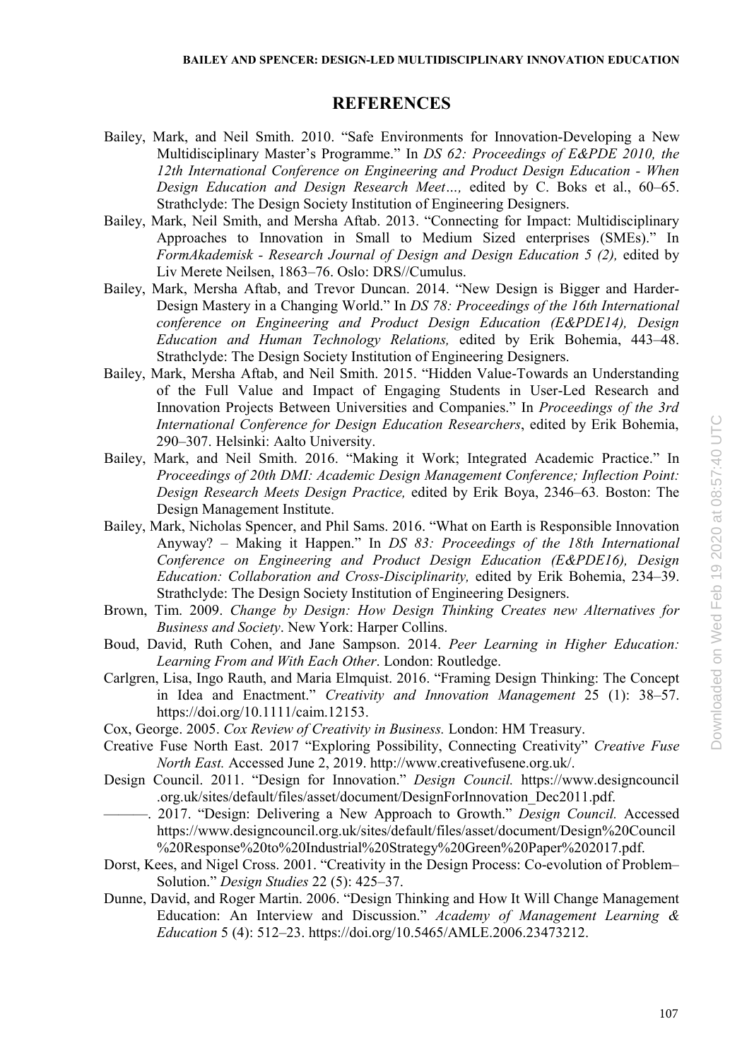## REFERENCES

Bailey, Mark, and Neil Smith. 2010. "Safe Environments for Innovation-Developing a New Multidisciplinary Master's Programme." In *DS 62: Proceedings of E&PDE 2010, the 12th International Conference on Engineering and Product Design Education - When Design Education and Design Research Meet…,* edited by C. Boks et al., 60–65. Strathclyde: The Design Society Institution of Engineering Designers.

Bailey, Mark, Neil Smith, and Mersha Aftab. 2013. "Connecting for Impact: Multidisciplinary Approaches to Innovation in Small to Medium Sized enterprises (SMEs)." In *FormAkademisk - Research Journal of Design and Design Education 5 (2),* edited by Liv Merete Neilsen, 1863–76. Oslo: DRS//Cumulus.

Bailey, Mark, Mersha Aftab, and Trevor Duncan. 2014. "New Design is Bigger and Harder-Design Mastery in a Changing World." In *DS 78: Proceedings of the 16th International conference on Engineering and Product Design Education (E&PDE14), Design Education and Human Technology Relations,* edited by Erik Bohemia, 443–48. Strathclyde: The Design Society Institution of Engineering Designers.

Bailey, Mark, Mersha Aftab, and Neil Smith. 2015. "Hidden Value-Towards an Understanding of the Full Value and Impact of Engaging Students in User-Led Research and Innovation Projects Between Universities and Companies." In *Proceedings of the 3rd International Conference for Design Education Researchers*, edited by Erik Bohemia, 290–307. Helsinki: Aalto University.

Bailey, Mark, and Neil Smith. 2016. "Making it Work; Integrated Academic Practice." In *Proceedings of 20th DMI: Academic Design Management Conference; Inflection Point: Design Research Meets Design Practice,* edited by Erik Boya, 2346–63. Boston: The Design Management Institute.

Bailey, Mark, Nicholas Spencer, and Phil Sams. 2016. "What on Earth is Responsible Innovation Anyway? – Making it Happen." In *DS 83: Proceedings of the 18th International Conference on Engineering and Product Design Education (E&PDE16), Design Education: Collaboration and Cross-Disciplinarity,* edited by Erik Bohemia, 234–39. Strathclyde: The Design Society Institution of Engineering Designers.

Brown, Tim. 2009. *Change by Design: How Design Thinking Creates new Alternatives for Business and Society*. New York: Harper Collins.

Boud, David, Ruth Cohen, and Jane Sampson. 2014. *Peer Learning in Higher Education: Learning From and With Each Other*. London: Routledge.

Carlgren, Lisa, Ingo Rauth, and Maria Elmquist. 2016. "Framing Design Thinking: The Concept in Idea and Enactment." *Creativity and Innovation Management* 25 (1): 38–57. https://doi.org/10.1111/caim.12153.

Cox, George. 2005. *Cox Review of Creativity in Business.* London: HM Treasury.

Creative Fuse North East. 2017 "Exploring Possibility, Connecting Creativity" *Creative Fuse North East.* Accessed June 2, 2019. http://www.creativefusene.org.uk/.

Design Council. 2011. "Design for Innovation." *Design Council.* https://www.designcouncil.org.uk/sites/default/files/asset/document/DesignForInnovation_Dec2011.pdf.

———. 2017. "Design: Delivering a New Approach to Growth." *Design Council.* Accessed https://www.designcouncil.org.uk/sites/default/files/asset/document/Design%20Council%20Response%20to%20Industrial%20Strategy%20Green%20Paper%202017.pdf.

Dorst, Kees, and Nigel Cross. 2001. "Creativity in the Design Process: Co-evolution of Problem–Solution." *Design Studies* 22 (5): 425–37.

Dunne, David, and Roger Martin. 2006. "Design Thinking and How It Will Change Management Education: An Interview and Discussion." *Academy of Management Learning & Education* 5 (4): 512–23. https://doi.org/10.5465/AMLE.2006.23473212.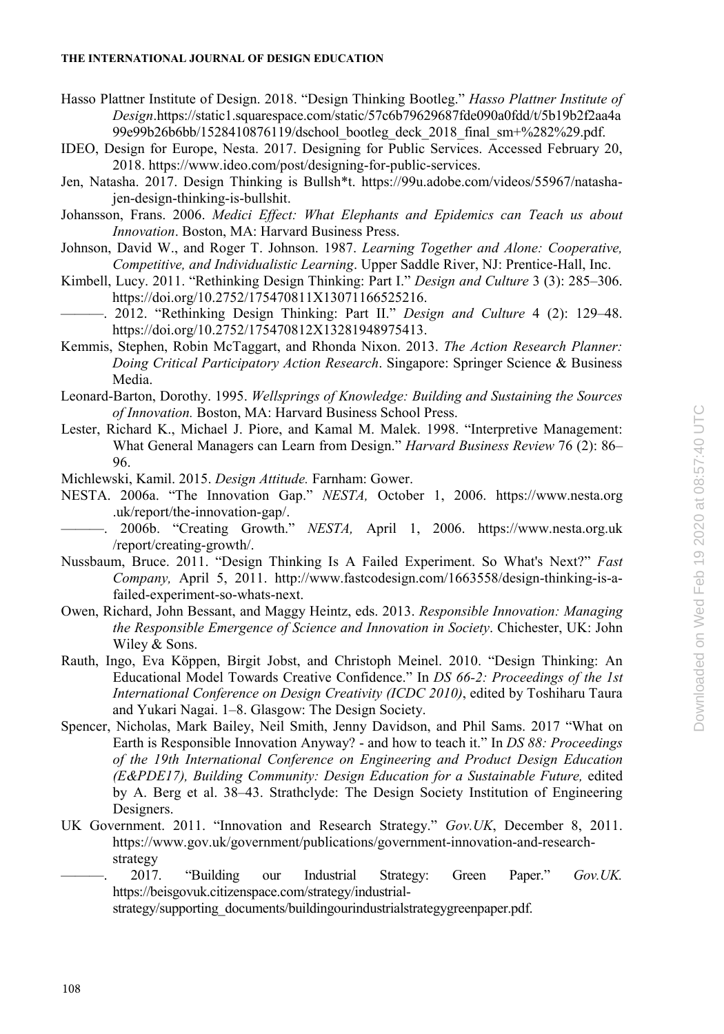Hasso Plattner Institute of Design. 2018. "Design Thinking Bootleg." *Hasso Plattner Institute of Design*.https://static1.squarespace.com/static/57c6b79629687fde090a0fdd/t/5b19b2f2aa4a99e99b26b6bb/1528410876119/dschool_bootleg_deck_2018_final_sm+%282%29.pdf.

IDEO, Design for Europe, Nesta. 2017. Designing for Public Services. Accessed February 20, 2018. https://www.ideo.com/post/designing-for-public-services.

Jen, Natasha. 2017. Design Thinking is Bullsh*t. https://99u.adobe.com/videos/55967/natasha-jen-design-thinking-is-bullshit.

Johansson, Frans. 2006. *Medici Effect: What Elephants and Epidemics can Teach us about Innovation*. Boston, MA: Harvard Business Press.

Johnson, David W., and Roger T. Johnson. 1987. *Learning Together and Alone: Cooperative, Competitive, and Individualistic Learning*. Upper Saddle River, NJ: Prentice-Hall, Inc.

Kimbell, Lucy. 2011. "Rethinking Design Thinking: Part I." *Design and Culture* 3 (3): 285–306. https://doi.org/10.2752/175470811X13071166525216.

———. 2012. "Rethinking Design Thinking: Part II." *Design and Culture* 4 (2): 129–48. https://doi.org/10.2752/175470812X13281948975413.

Kemmis, Stephen, Robin McTaggart, and Rhonda Nixon. 2013. *The Action Research Planner: Doing Critical Participatory Action Research*. Singapore: Springer Science & Business Media.

Leonard-Barton, Dorothy. 1995. *Wellsprings of Knowledge: Building and Sustaining the Sources of Innovation.* Boston, MA: Harvard Business School Press.

Lester, Richard K., Michael J. Piore, and Kamal M. Malek. 1998. "Interpretive Management: What General Managers can Learn from Design." *Harvard Business Review* 76 (2): 86–96.

Michlewski, Kamil. 2015. *Design Attitude.* Farnham: Gower.

NESTA. 2006a. "The Innovation Gap." *NESTA,* October 1, 2006. https://www.nesta.org.uk/report/the-innovation-gap/.

———. 2006b. "Creating Growth." *NESTA,* April 1, 2006. https://www.nesta.org.uk/report/creating-growth/.

Nussbaum, Bruce. 2011. "Design Thinking Is A Failed Experiment. So What's Next?" *Fast Company,* April 5, 2011. http://www.fastcodesign.com/1663558/design-thinking-is-a-failed-experiment-so-whats-next.

Owen, Richard, John Bessant, and Maggy Heintz, eds. 2013. *Responsible Innovation: Managing the Responsible Emergence of Science and Innovation in Society*. Chichester, UK: John Wiley & Sons.

Rauth, Ingo, Eva Köppen, Birgit Jobst, and Christoph Meinel. 2010. "Design Thinking: An Educational Model Towards Creative Confidence." In *DS 66-2: Proceedings of the 1st International Conference on Design Creativity (ICDC 2010)*, edited by Toshiharu Taura and Yukari Nagai. 1–8. Glasgow: The Design Society.

Spencer, Nicholas, Mark Bailey, Neil Smith, Jenny Davidson, and Phil Sams. 2017 "What on Earth is Responsible Innovation Anyway? - and how to teach it." In *DS 88: Proceedings of the 19th International Conference on Engineering and Product Design Education (E&PDE17), Building Community: Design Education for a Sustainable Future,* edited by A. Berg et al. 38–43. Strathclyde: The Design Society Institution of Engineering Designers.

UK Government. 2011. "Innovation and Research Strategy." *Gov.UK*, December 8, 2011. https://www.gov.uk/government/publications/government-innovation-and-research-strategy

———. 2017. "Building our Industrial Strategy: Green Paper." *Gov.UK.* https://beisgovuk.citizenspace.com/strategy/industrial-strategy/supporting_documents/buildingourindustrialstrategygreenpaper.pdf.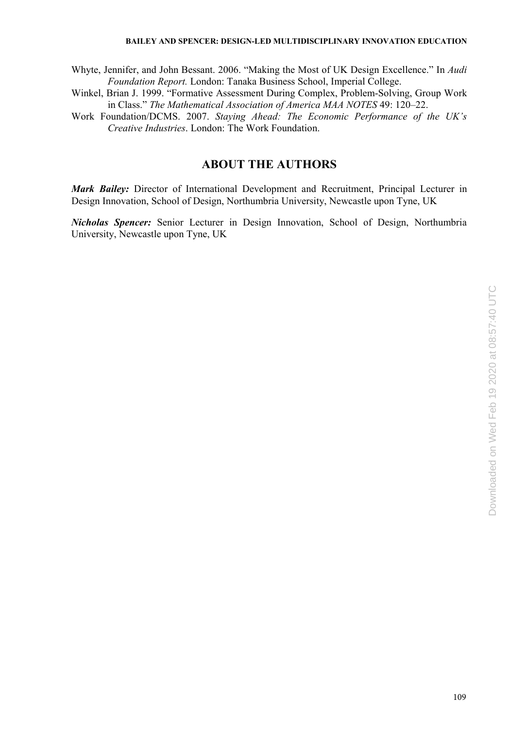Whyte, Jennifer, and John Bessant. 2006. "Making the Most of UK Design Excellence." In *Audi Foundation Report.* London: Tanaka Business School, Imperial College.

Winkel, Brian J. 1999. "Formative Assessment During Complex, Problem-Solving, Group Work in Class." *The Mathematical Association of America MAA NOTES* 49: 120–22.

Work Foundation/DCMS. 2007. *Staying Ahead: The Economic Performance of the UK's Creative Industries*. London: The Work Foundation.

## ABOUT THE AUTHORS

***Mark Bailey:*** Director of International Development and Recruitment, Principal Lecturer in Design Innovation, School of Design, Northumbria University, Newcastle upon Tyne, UK

***Nicholas Spencer:*** Senior Lecturer in Design Innovation, School of Design, Northumbria University, Newcastle upon Tyne, UK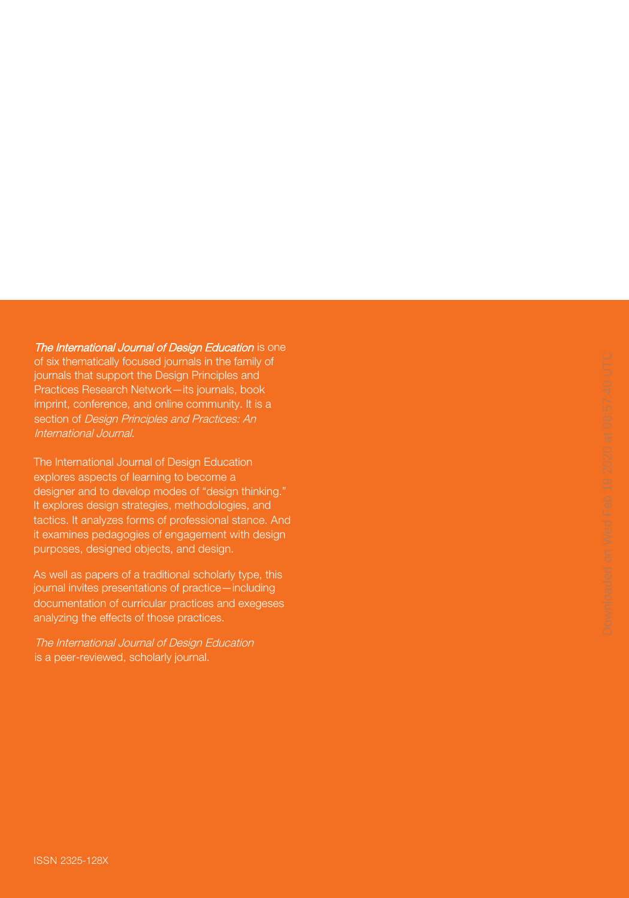*The International Journal of Design Education* is one of six thematically focused journals in the family of journals that support the Design Principles and Practices Research Network—its journals, book imprint, conference, and online community. It is a section of *Design Principles and Practices: An International Journal*.

The International Journal of Design Education explores aspects of learning to become a designer and to develop modes of "design thinking." It explores design strategies, methodologies, and tactics. It analyzes forms of professional stance. And it examines pedagogies of engagement with design purposes, designed objects, and design.

As well as papers of a traditional scholarly type, this journal invites presentations of practice—including documentation of curricular practices and exegeses analyzing the effects of those practices.

*The International Journal of Design Education* is a peer-reviewed, scholarly journal.

ISSN 2325-128X